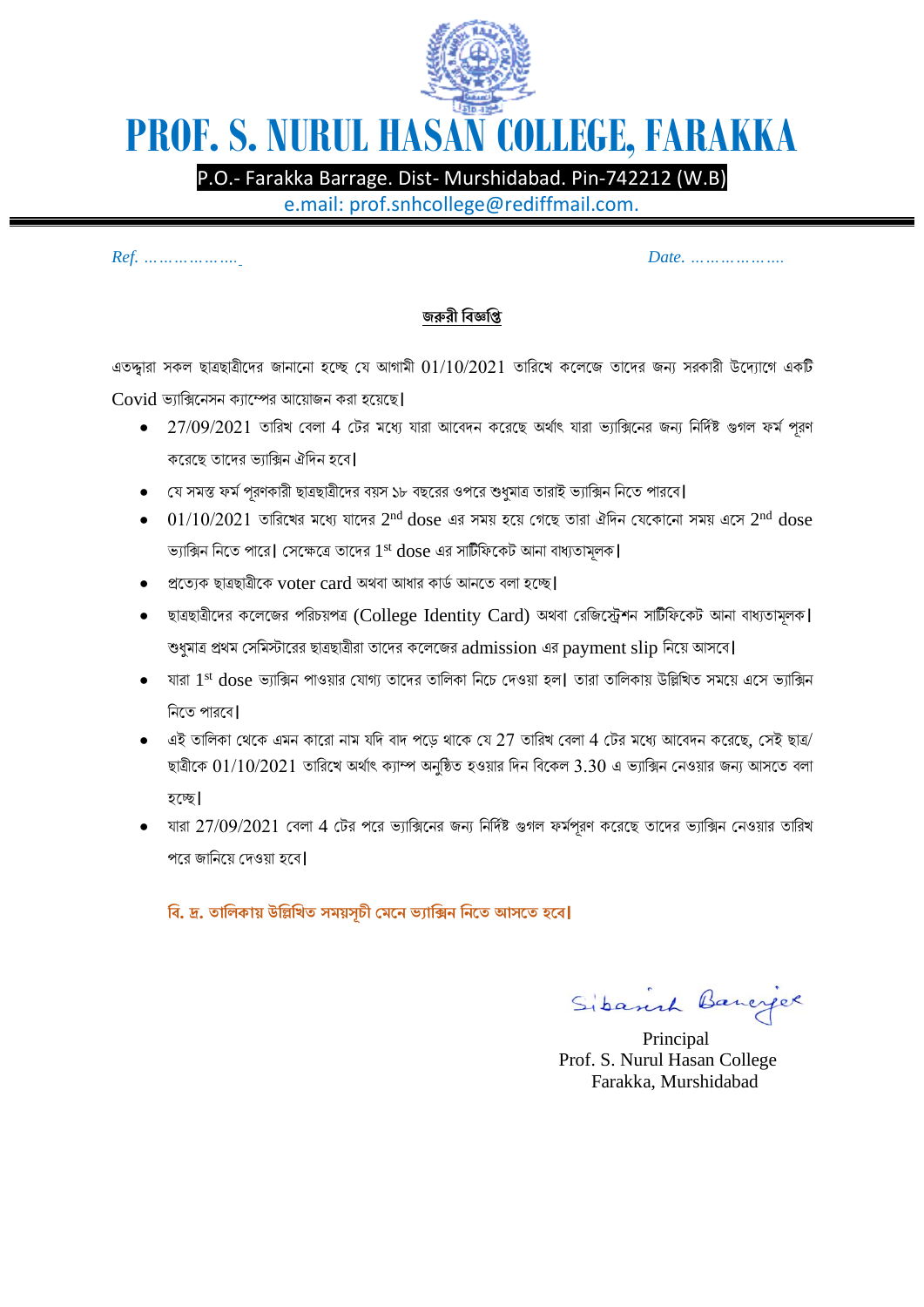# PROF. S. NURUL HASAN COLLEGE, FARAKKA

P.O.- Farakka Barrage. Dist- Murshidabad. Pin-742212 (W.B)

e.mail: prof.snhcollege@rediffmail.com.

*Ref. ……………….*  *Date. ……………….*

## জরুরী বিজ্ঞপ্তি

এতদ্দ্বারা সকল ছাত্রছাত্রীদের জানানো হচ্ছে যে আগামী 01/10/2021 তারিখে কলেজে তাদের জন্য সরকারী উদ্যোগে একটি Covid ভ্যাক্সিনেসন ক্যাম্পের আয়োজন করা হয়েছে।

- 27/09/2021 তারিখ বেলা 4 টের মধ্যে যারা আবেদন করেছে অর্থাৎ যারা ভ্যাক্সিনের জন্য নির্দিষ্ট গুগল ফর্ম পূরণ করেছে তাদের ভ্যাক্সিন ঐদিন হবে।
- যে সমস্ত ফর্ম পূরণকারী ছাত্রছাত্রীদের বয়স ১৮ বছরের ওপরে শুধুমাত্র তারাই ভ্যাক্সিন নিতে পারবে।
- 01/10/2021 তারিখের মধ্যে যাদের 2nd dose এর সময় হয়ে গেছে তারা ঐদিন যেকোনো সময় এসে 2nd dose ভ্যাক্সিন নিতে পারে। সেক্ষেত্রে তাদের 1st dose এর সার্টিফিকেট আনা বাধ্যতামূলক।
- প্রত্যেক ছাত্রছাত্রীকে voter card অথবা আধার কার্ড আনতে বলা হচ্ছে।
- ছাত্রছাত্রীদের কলেজের পরিচয়পত্র (College Identity Card) অথবা রেজিস্ট্রেশন সার্টিফিকেট আনা বাধ্যতামূলক। শুধুমাত্র প্রথম সেমিস্টারের ছাত্রছাত্রীরা তাদের কলেজের admission এর payment slip নিয়ে আসবে।
- যারা 1st dose ভ্যাক্সিন পাওয়ার যোগ্য তাদের তালিকা নিচে দেওয়া হল। তারা তালিকায় উল্লিখিত সময়ে এসে ভ্যাক্সিন নিতে পারবে।
- এই তালিকা থেকে এমন কারো নাম যদি বাদ পড়ে থাকে যে 27 তারিখ বেলা 4 টের মধ্যে আবেদন করেছে, সেই ছাত্র/ছাত্রীকে 01/10/2021 তারিখে অর্থাৎ ক্যাম্প অনুষ্ঠিত হওয়ার দিন বিকেল 3.30 এ ভ্যাক্সিন নেওয়ার জন্য আসতে বলা হচ্ছে।
- যারা 27/09/2021 বেলা 4 টের পরে ভ্যাক্সিনের জন্য নির্দিষ্ট গুগল ফর্মপূরণ করেছে তাদের ভ্যাক্সিন নেওয়ার তারিখ পরে জানিয়ে দেওয়া হবে।

**বি. দ্র. তালিকায় উল্লিখিত সময়সূচী মেনে ভ্যাক্সিন নিতে আসতে হবে।**

Sibasish Banerjee

Principal
Prof. S. Nurul Hasan College
Farakka, Murshidabad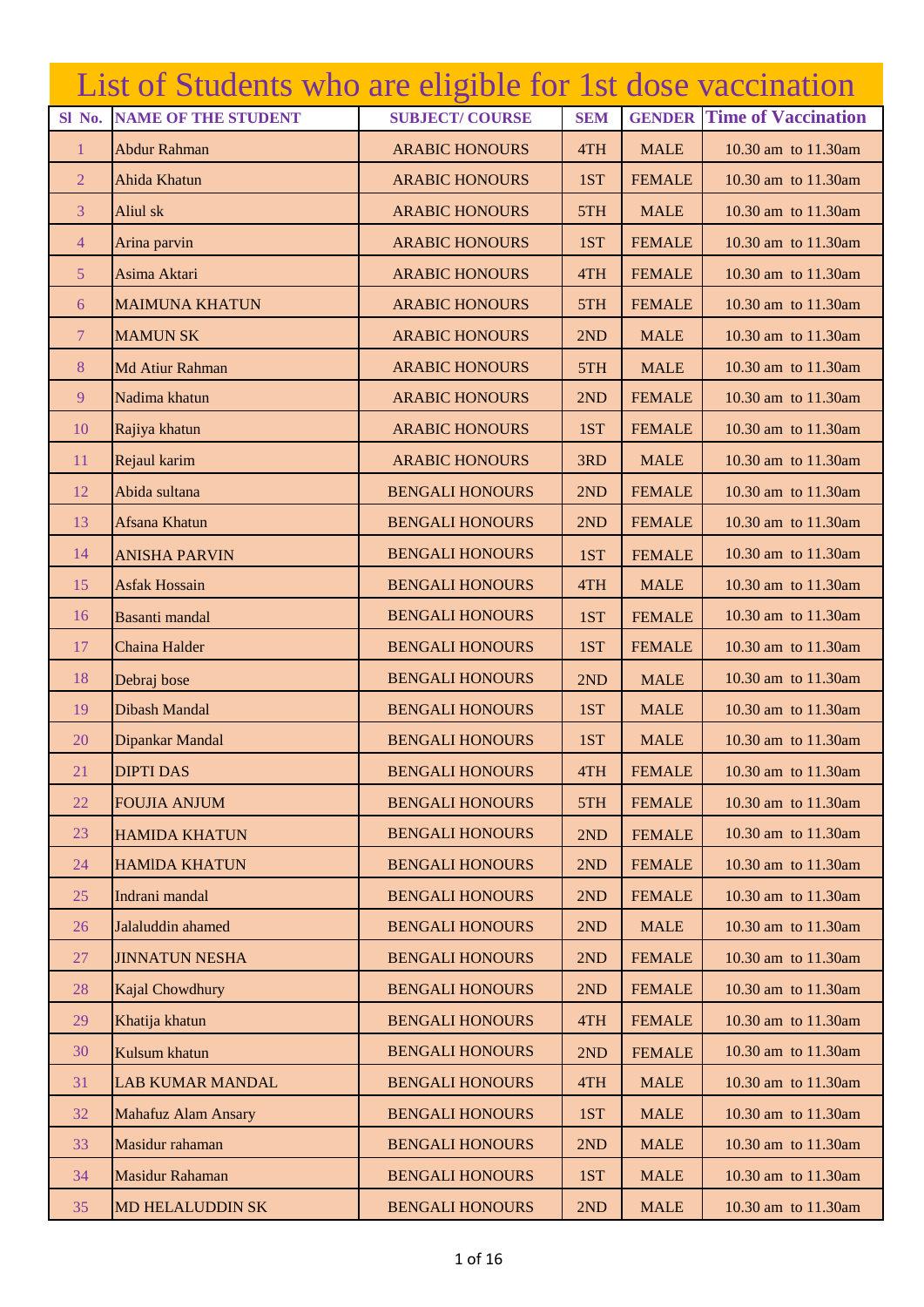# List of Students who are eligible for 1st dose vaccination

| Sl No. | NAME OF THE STUDENT | SUBJECT/ COURSE | SEM | GENDER | Time of Vaccination |
|---|---|---|---|---|---|
| 1 | Abdur Rahman | ARABIC HONOURS | 4TH | MALE | 10.30 am to 11.30am |
| 2 | Ahida Khatun | ARABIC HONOURS | 1ST | FEMALE | 10.30 am to 11.30am |
| 3 | Aliul sk | ARABIC HONOURS | 5TH | MALE | 10.30 am to 11.30am |
| 4 | Arina parvin | ARABIC HONOURS | 1ST | FEMALE | 10.30 am to 11.30am |
| 5 | Asima Aktari | ARABIC HONOURS | 4TH | FEMALE | 10.30 am to 11.30am |
| 6 | MAIMUNA KHATUN | ARABIC HONOURS | 5TH | FEMALE | 10.30 am to 11.30am |
| 7 | MAMUN SK | ARABIC HONOURS | 2ND | MALE | 10.30 am to 11.30am |
| 8 | Md Atiur Rahman | ARABIC HONOURS | 5TH | MALE | 10.30 am to 11.30am |
| 9 | Nadima khatun | ARABIC HONOURS | 2ND | FEMALE | 10.30 am to 11.30am |
| 10 | Rajiya khatun | ARABIC HONOURS | 1ST | FEMALE | 10.30 am to 11.30am |
| 11 | Rejaul karim | ARABIC HONOURS | 3RD | MALE | 10.30 am to 11.30am |
| 12 | Abida sultana | BENGALI HONOURS | 2ND | FEMALE | 10.30 am to 11.30am |
| 13 | Afsana Khatun | BENGALI HONOURS | 2ND | FEMALE | 10.30 am to 11.30am |
| 14 | ANISHA PARVIN | BENGALI HONOURS | 1ST | FEMALE | 10.30 am to 11.30am |
| 15 | Asfak Hossain | BENGALI HONOURS | 4TH | MALE | 10.30 am to 11.30am |
| 16 | Basanti mandal | BENGALI HONOURS | 1ST | FEMALE | 10.30 am to 11.30am |
| 17 | Chaina Halder | BENGALI HONOURS | 1ST | FEMALE | 10.30 am to 11.30am |
| 18 | Debraj bose | BENGALI HONOURS | 2ND | MALE | 10.30 am to 11.30am |
| 19 | Dibash Mandal | BENGALI HONOURS | 1ST | MALE | 10.30 am to 11.30am |
| 20 | Dipankar Mandal | BENGALI HONOURS | 1ST | MALE | 10.30 am to 11.30am |
| 21 | DIPTI DAS | BENGALI HONOURS | 4TH | FEMALE | 10.30 am to 11.30am |
| 22 | FOUJIA ANJUM | BENGALI HONOURS | 5TH | FEMALE | 10.30 am to 11.30am |
| 23 | HAMIDA KHATUN | BENGALI HONOURS | 2ND | FEMALE | 10.30 am to 11.30am |
| 24 | HAMIDA KHATUN | BENGALI HONOURS | 2ND | FEMALE | 10.30 am to 11.30am |
| 25 | Indrani mandal | BENGALI HONOURS | 2ND | FEMALE | 10.30 am to 11.30am |
| 26 | Jalaluddin ahamed | BENGALI HONOURS | 2ND | MALE | 10.30 am to 11.30am |
| 27 | JINNATUN NESHA | BENGALI HONOURS | 2ND | FEMALE | 10.30 am to 11.30am |
| 28 | Kajal Chowdhury | BENGALI HONOURS | 2ND | FEMALE | 10.30 am to 11.30am |
| 29 | Khatija khatun | BENGALI HONOURS | 4TH | FEMALE | 10.30 am to 11.30am |
| 30 | Kulsum khatun | BENGALI HONOURS | 2ND | FEMALE | 10.30 am to 11.30am |
| 31 | LAB KUMAR MANDAL | BENGALI HONOURS | 4TH | MALE | 10.30 am to 11.30am |
| 32 | Mahafuz Alam Ansary | BENGALI HONOURS | 1ST | MALE | 10.30 am to 11.30am |
| 33 | Masidur rahaman | BENGALI HONOURS | 2ND | MALE | 10.30 am to 11.30am |
| 34 | Masidur Rahaman | BENGALI HONOURS | 1ST | MALE | 10.30 am to 11.30am |
| 35 | MD HELALUDDIN SK | BENGALI HONOURS | 2ND | MALE | 10.30 am to 11.30am |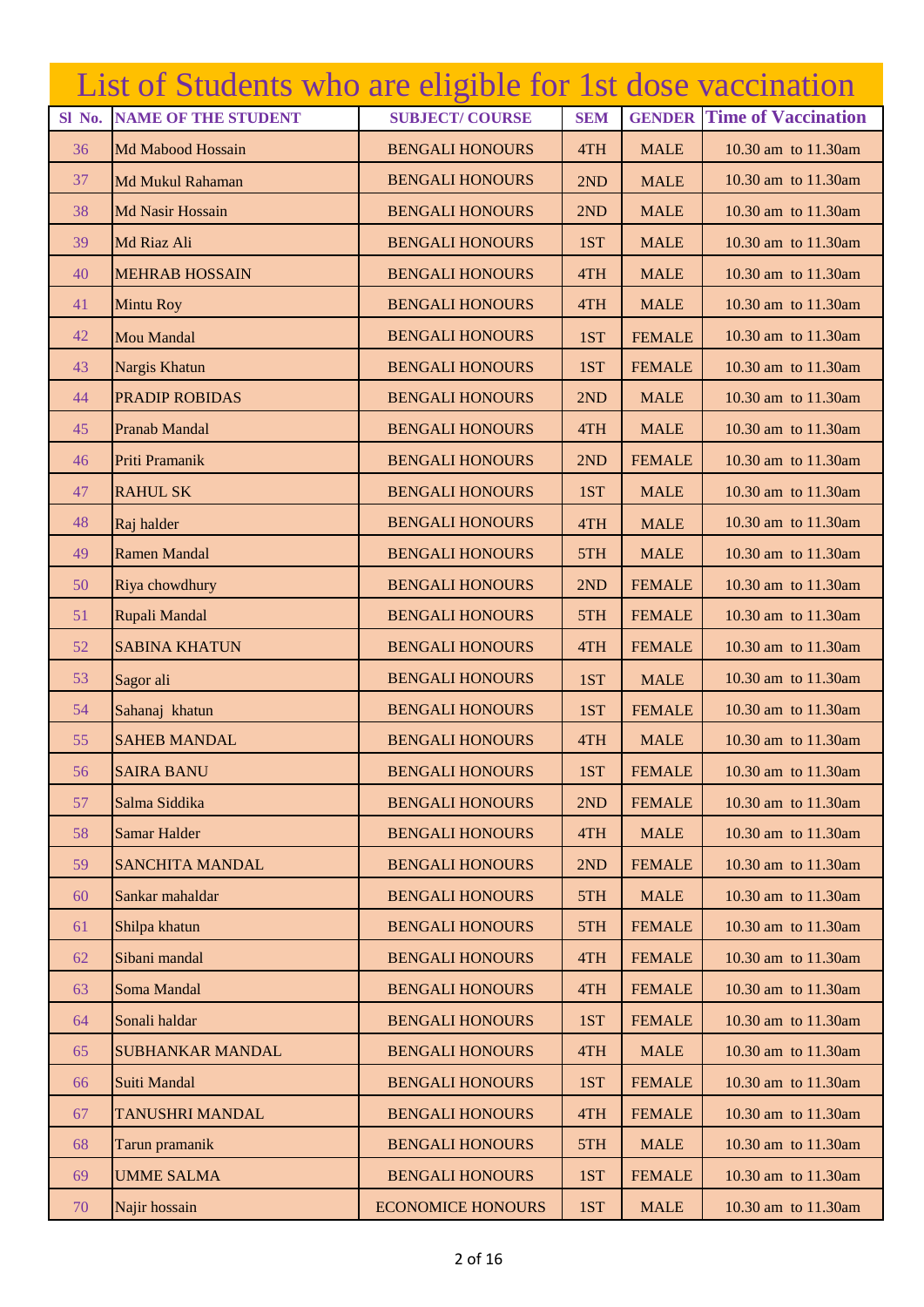# List of Students who are eligible for 1st dose vaccination

| Sl No. | NAME OF THE STUDENT | SUBJECT/ COURSE | SEM | GENDER | Time of Vaccination |
|---|---|---|---|---|---|
| 36 | Md Mabood Hossain | BENGALI HONOURS | 4TH | MALE | 10.30 am to 11.30am |
| 37 | Md Mukul Rahaman | BENGALI HONOURS | 2ND | MALE | 10.30 am to 11.30am |
| 38 | Md Nasir Hossain | BENGALI HONOURS | 2ND | MALE | 10.30 am to 11.30am |
| 39 | Md Riaz Ali | BENGALI HONOURS | 1ST | MALE | 10.30 am to 11.30am |
| 40 | MEHRAB HOSSAIN | BENGALI HONOURS | 4TH | MALE | 10.30 am to 11.30am |
| 41 | Mintu Roy | BENGALI HONOURS | 4TH | MALE | 10.30 am to 11.30am |
| 42 | Mou Mandal | BENGALI HONOURS | 1ST | FEMALE | 10.30 am to 11.30am |
| 43 | Nargis Khatun | BENGALI HONOURS | 1ST | FEMALE | 10.30 am to 11.30am |
| 44 | PRADIP ROBIDAS | BENGALI HONOURS | 2ND | MALE | 10.30 am to 11.30am |
| 45 | Pranab Mandal | BENGALI HONOURS | 4TH | MALE | 10.30 am to 11.30am |
| 46 | Priti Pramanik | BENGALI HONOURS | 2ND | FEMALE | 10.30 am to 11.30am |
| 47 | RAHUL SK | BENGALI HONOURS | 1ST | MALE | 10.30 am to 11.30am |
| 48 | Raj halder | BENGALI HONOURS | 4TH | MALE | 10.30 am to 11.30am |
| 49 | Ramen Mandal | BENGALI HONOURS | 5TH | MALE | 10.30 am to 11.30am |
| 50 | Riya chowdhury | BENGALI HONOURS | 2ND | FEMALE | 10.30 am to 11.30am |
| 51 | Rupali Mandal | BENGALI HONOURS | 5TH | FEMALE | 10.30 am to 11.30am |
| 52 | SABINA KHATUN | BENGALI HONOURS | 4TH | FEMALE | 10.30 am to 11.30am |
| 53 | Sagor ali | BENGALI HONOURS | 1ST | MALE | 10.30 am to 11.30am |
| 54 | Sahanaj khatun | BENGALI HONOURS | 1ST | FEMALE | 10.30 am to 11.30am |
| 55 | SAHEB MANDAL | BENGALI HONOURS | 4TH | MALE | 10.30 am to 11.30am |
| 56 | SAIRA BANU | BENGALI HONOURS | 1ST | FEMALE | 10.30 am to 11.30am |
| 57 | Salma Siddika | BENGALI HONOURS | 2ND | FEMALE | 10.30 am to 11.30am |
| 58 | Samar Halder | BENGALI HONOURS | 4TH | MALE | 10.30 am to 11.30am |
| 59 | SANCHITA MANDAL | BENGALI HONOURS | 2ND | FEMALE | 10.30 am to 11.30am |
| 60 | Sankar mahaldar | BENGALI HONOURS | 5TH | MALE | 10.30 am to 11.30am |
| 61 | Shilpa khatun | BENGALI HONOURS | 5TH | FEMALE | 10.30 am to 11.30am |
| 62 | Sibani mandal | BENGALI HONOURS | 4TH | FEMALE | 10.30 am to 11.30am |
| 63 | Soma Mandal | BENGALI HONOURS | 4TH | FEMALE | 10.30 am to 11.30am |
| 64 | Sonali haldar | BENGALI HONOURS | 1ST | FEMALE | 10.30 am to 11.30am |
| 65 | SUBHANKAR MANDAL | BENGALI HONOURS | 4TH | MALE | 10.30 am to 11.30am |
| 66 | Suiti Mandal | BENGALI HONOURS | 1ST | FEMALE | 10.30 am to 11.30am |
| 67 | TANUSHRI MANDAL | BENGALI HONOURS | 4TH | FEMALE | 10.30 am to 11.30am |
| 68 | Tarun pramanik | BENGALI HONOURS | 5TH | MALE | 10.30 am to 11.30am |
| 69 | UMME SALMA | BENGALI HONOURS | 1ST | FEMALE | 10.30 am to 11.30am |
| 70 | Najir hossain | ECONOMICE HONOURS | 1ST | MALE | 10.30 am to 11.30am |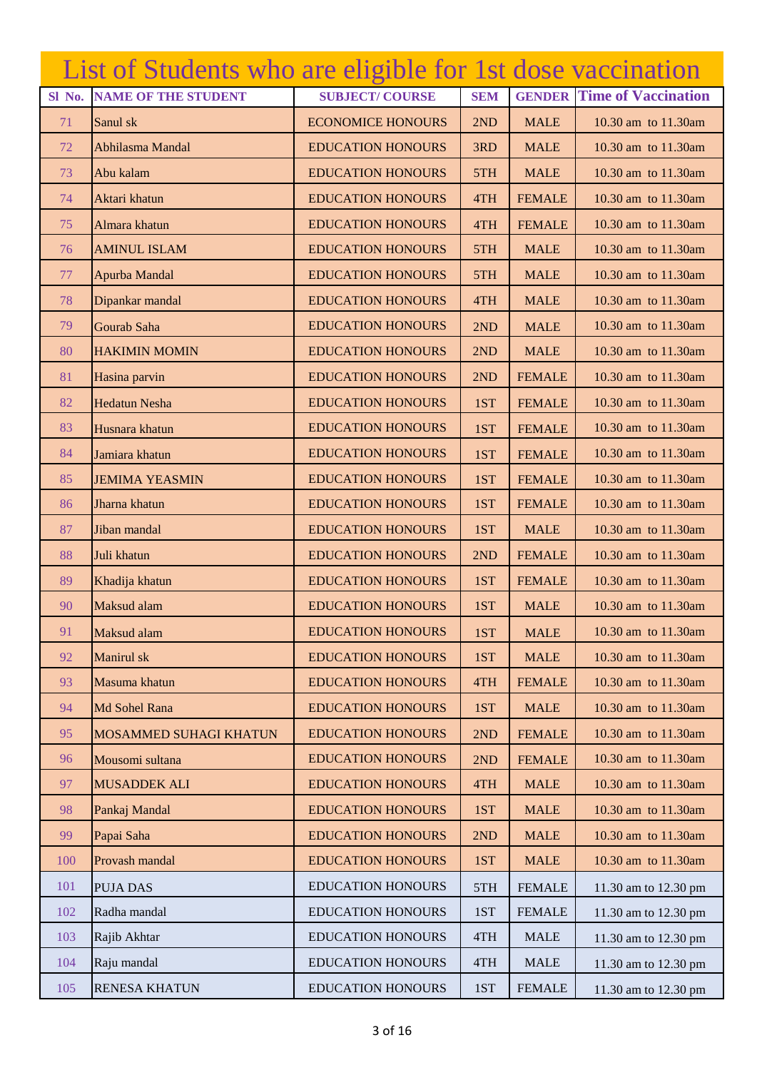# List of Students who are eligible for 1st dose vaccination

| Sl No. | NAME OF THE STUDENT | SUBJECT/ COURSE | SEM | GENDER | Time of Vaccination |
|---|---|---|---|---|---|
| 71 | Sanul sk | ECONOMICE HONOURS | 2ND | MALE | 10.30 am to 11.30am |
| 72 | Abhilasma Mandal | EDUCATION HONOURS | 3RD | MALE | 10.30 am to 11.30am |
| 73 | Abu kalam | EDUCATION HONOURS | 5TH | MALE | 10.30 am to 11.30am |
| 74 | Aktari khatun | EDUCATION HONOURS | 4TH | FEMALE | 10.30 am to 11.30am |
| 75 | Almara khatun | EDUCATION HONOURS | 4TH | FEMALE | 10.30 am to 11.30am |
| 76 | AMINUL ISLAM | EDUCATION HONOURS | 5TH | MALE | 10.30 am to 11.30am |
| 77 | Apurba Mandal | EDUCATION HONOURS | 5TH | MALE | 10.30 am to 11.30am |
| 78 | Dipankar mandal | EDUCATION HONOURS | 4TH | MALE | 10.30 am to 11.30am |
| 79 | Gourab Saha | EDUCATION HONOURS | 2ND | MALE | 10.30 am to 11.30am |
| 80 | HAKIMIN MOMIN | EDUCATION HONOURS | 2ND | MALE | 10.30 am to 11.30am |
| 81 | Hasina parvin | EDUCATION HONOURS | 2ND | FEMALE | 10.30 am to 11.30am |
| 82 | Hedatun Nesha | EDUCATION HONOURS | 1ST | FEMALE | 10.30 am to 11.30am |
| 83 | Husnara khatun | EDUCATION HONOURS | 1ST | FEMALE | 10.30 am to 11.30am |
| 84 | Jamiara khatun | EDUCATION HONOURS | 1ST | FEMALE | 10.30 am to 11.30am |
| 85 | JEMIMA YEASMIN | EDUCATION HONOURS | 1ST | FEMALE | 10.30 am to 11.30am |
| 86 | Jharna khatun | EDUCATION HONOURS | 1ST | FEMALE | 10.30 am to 11.30am |
| 87 | Jiban mandal | EDUCATION HONOURS | 1ST | MALE | 10.30 am to 11.30am |
| 88 | Juli khatun | EDUCATION HONOURS | 2ND | FEMALE | 10.30 am to 11.30am |
| 89 | Khadija khatun | EDUCATION HONOURS | 1ST | FEMALE | 10.30 am to 11.30am |
| 90 | Maksud alam | EDUCATION HONOURS | 1ST | MALE | 10.30 am to 11.30am |
| 91 | Maksud alam | EDUCATION HONOURS | 1ST | MALE | 10.30 am to 11.30am |
| 92 | Manirul sk | EDUCATION HONOURS | 1ST | MALE | 10.30 am to 11.30am |
| 93 | Masuma khatun | EDUCATION HONOURS | 4TH | FEMALE | 10.30 am to 11.30am |
| 94 | Md Sohel Rana | EDUCATION HONOURS | 1ST | MALE | 10.30 am to 11.30am |
| 95 | MOSAMMED SUHAGI KHATUN | EDUCATION HONOURS | 2ND | FEMALE | 10.30 am to 11.30am |
| 96 | Mousomi sultana | EDUCATION HONOURS | 2ND | FEMALE | 10.30 am to 11.30am |
| 97 | MUSADDEK ALI | EDUCATION HONOURS | 4TH | MALE | 10.30 am to 11.30am |
| 98 | Pankaj Mandal | EDUCATION HONOURS | 1ST | MALE | 10.30 am to 11.30am |
| 99 | Papai Saha | EDUCATION HONOURS | 2ND | MALE | 10.30 am to 11.30am |
| 100 | Provash mandal | EDUCATION HONOURS | 1ST | MALE | 10.30 am to 11.30am |
| 101 | PUJA DAS | EDUCATION HONOURS | 5TH | FEMALE | 11.30 am to 12.30 pm |
| 102 | Radha mandal | EDUCATION HONOURS | 1ST | FEMALE | 11.30 am to 12.30 pm |
| 103 | Rajib Akhtar | EDUCATION HONOURS | 4TH | MALE | 11.30 am to 12.30 pm |
| 104 | Raju mandal | EDUCATION HONOURS | 4TH | MALE | 11.30 am to 12.30 pm |
| 105 | RENESA KHATUN | EDUCATION HONOURS | 1ST | FEMALE | 11.30 am to 12.30 pm |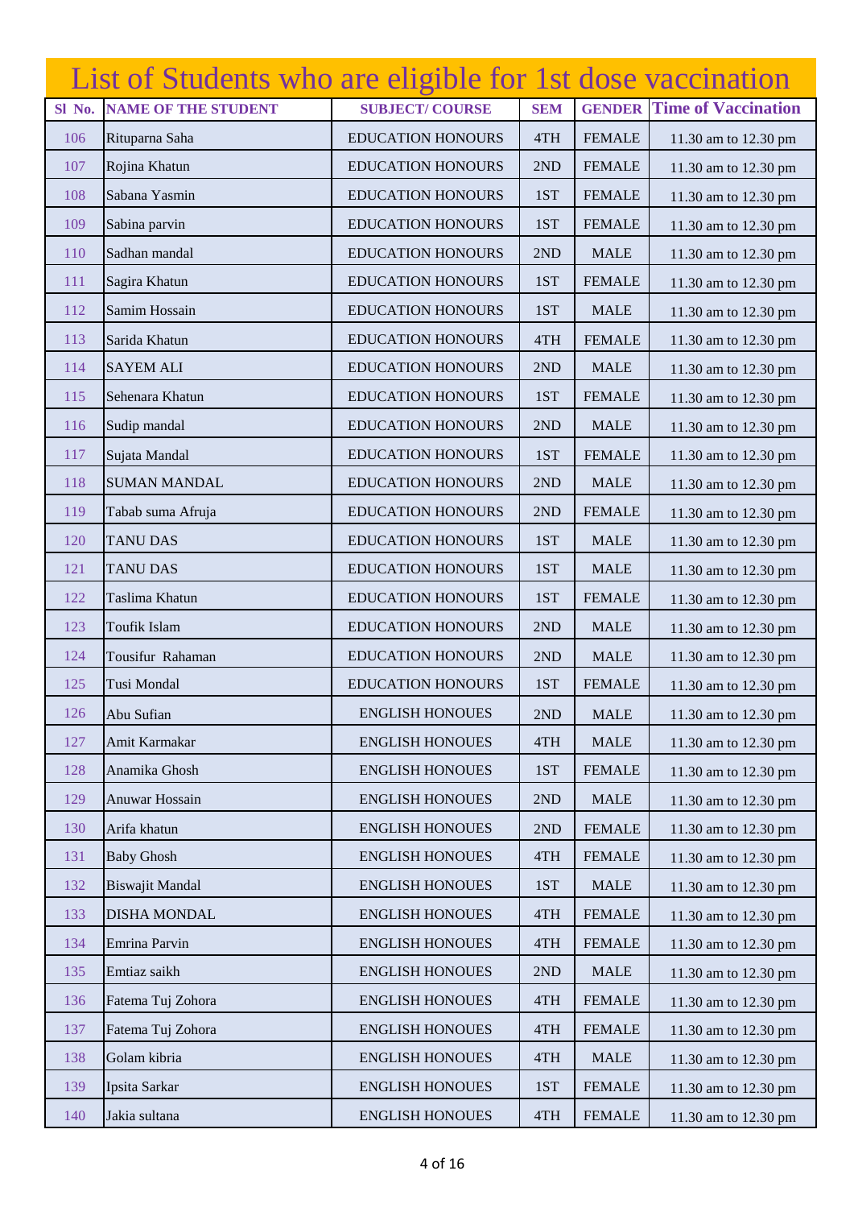# List of Students who are eligible for 1st dose vaccination

| Sl No. | NAME OF THE STUDENT | SUBJECT/ COURSE | SEM | GENDER | Time of Vaccination |
|---|---|---|---|---|---|
| 106 | Rituparna Saha | EDUCATION HONOURS | 4TH | FEMALE | 11.30 am to 12.30 pm |
| 107 | Rojina Khatun | EDUCATION HONOURS | 2ND | FEMALE | 11.30 am to 12.30 pm |
| 108 | Sabana Yasmin | EDUCATION HONOURS | 1ST | FEMALE | 11.30 am to 12.30 pm |
| 109 | Sabina parvin | EDUCATION HONOURS | 1ST | FEMALE | 11.30 am to 12.30 pm |
| 110 | Sadhan mandal | EDUCATION HONOURS | 2ND | MALE | 11.30 am to 12.30 pm |
| 111 | Sagira Khatun | EDUCATION HONOURS | 1ST | FEMALE | 11.30 am to 12.30 pm |
| 112 | Samim Hossain | EDUCATION HONOURS | 1ST | MALE | 11.30 am to 12.30 pm |
| 113 | Sarida Khatun | EDUCATION HONOURS | 4TH | FEMALE | 11.30 am to 12.30 pm |
| 114 | SAYEM ALI | EDUCATION HONOURS | 2ND | MALE | 11.30 am to 12.30 pm |
| 115 | Sehenara Khatun | EDUCATION HONOURS | 1ST | FEMALE | 11.30 am to 12.30 pm |
| 116 | Sudip mandal | EDUCATION HONOURS | 2ND | MALE | 11.30 am to 12.30 pm |
| 117 | Sujata Mandal | EDUCATION HONOURS | 1ST | FEMALE | 11.30 am to 12.30 pm |
| 118 | SUMAN MANDAL | EDUCATION HONOURS | 2ND | MALE | 11.30 am to 12.30 pm |
| 119 | Tabab suma Afruja | EDUCATION HONOURS | 2ND | FEMALE | 11.30 am to 12.30 pm |
| 120 | TANU DAS | EDUCATION HONOURS | 1ST | MALE | 11.30 am to 12.30 pm |
| 121 | TANU DAS | EDUCATION HONOURS | 1ST | MALE | 11.30 am to 12.30 pm |
| 122 | Taslima Khatun | EDUCATION HONOURS | 1ST | FEMALE | 11.30 am to 12.30 pm |
| 123 | Toufik Islam | EDUCATION HONOURS | 2ND | MALE | 11.30 am to 12.30 pm |
| 124 | Tousifur Rahaman | EDUCATION HONOURS | 2ND | MALE | 11.30 am to 12.30 pm |
| 125 | Tusi Mondal | EDUCATION HONOURS | 1ST | FEMALE | 11.30 am to 12.30 pm |
| 126 | Abu Sufian | ENGLISH HONOUES | 2ND | MALE | 11.30 am to 12.30 pm |
| 127 | Amit Karmakar | ENGLISH HONOUES | 4TH | MALE | 11.30 am to 12.30 pm |
| 128 | Anamika Ghosh | ENGLISH HONOUES | 1ST | FEMALE | 11.30 am to 12.30 pm |
| 129 | Anuwar Hossain | ENGLISH HONOUES | 2ND | MALE | 11.30 am to 12.30 pm |
| 130 | Arifa khatun | ENGLISH HONOUES | 2ND | FEMALE | 11.30 am to 12.30 pm |
| 131 | Baby Ghosh | ENGLISH HONOUES | 4TH | FEMALE | 11.30 am to 12.30 pm |
| 132 | Biswajit Mandal | ENGLISH HONOUES | 1ST | MALE | 11.30 am to 12.30 pm |
| 133 | DISHA MONDAL | ENGLISH HONOUES | 4TH | FEMALE | 11.30 am to 12.30 pm |
| 134 | Emrina Parvin | ENGLISH HONOUES | 4TH | FEMALE | 11.30 am to 12.30 pm |
| 135 | Emtiaz saikh | ENGLISH HONOUES | 2ND | MALE | 11.30 am to 12.30 pm |
| 136 | Fatema Tuj Zohora | ENGLISH HONOUES | 4TH | FEMALE | 11.30 am to 12.30 pm |
| 137 | Fatema Tuj Zohora | ENGLISH HONOUES | 4TH | FEMALE | 11.30 am to 12.30 pm |
| 138 | Golam kibria | ENGLISH HONOUES | 4TH | MALE | 11.30 am to 12.30 pm |
| 139 | Ipsita Sarkar | ENGLISH HONOUES | 1ST | FEMALE | 11.30 am to 12.30 pm |
| 140 | Jakia sultana | ENGLISH HONOUES | 4TH | FEMALE | 11.30 am to 12.30 pm |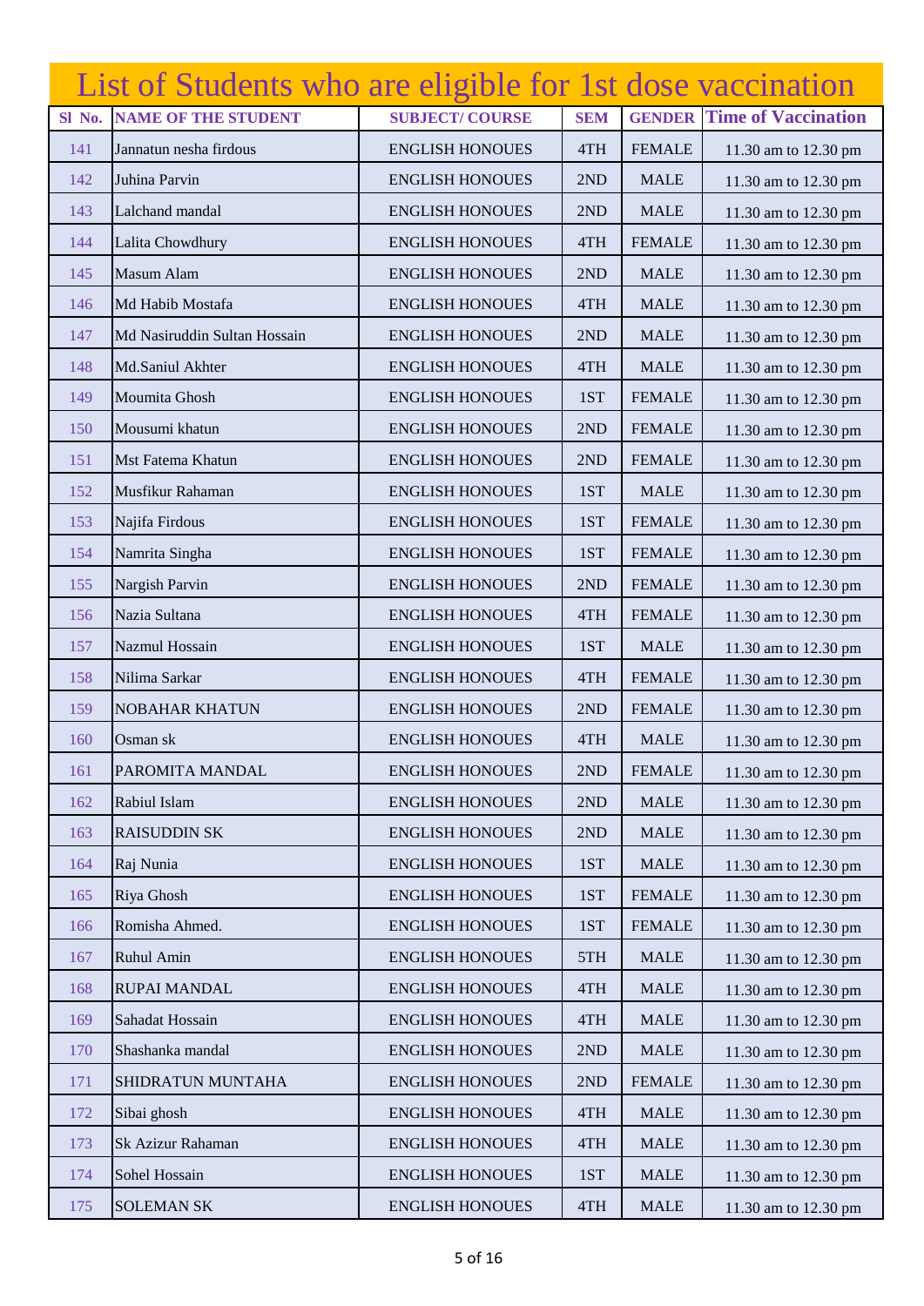# List of Students who are eligible for 1st dose vaccination

| Sl No. | NAME OF THE STUDENT | SUBJECT/ COURSE | SEM | GENDER | Time of Vaccination |
|---|---|---|---|---|---|
| 141 | Jannatun nesha firdous | ENGLISH HONOUES | 4TH | FEMALE | 11.30 am to 12.30 pm |
| 142 | Juhina Parvin | ENGLISH HONOUES | 2ND | MALE | 11.30 am to 12.30 pm |
| 143 | Lalchand mandal | ENGLISH HONOUES | 2ND | MALE | 11.30 am to 12.30 pm |
| 144 | Lalita Chowdhury | ENGLISH HONOUES | 4TH | FEMALE | 11.30 am to 12.30 pm |
| 145 | Masum Alam | ENGLISH HONOUES | 2ND | MALE | 11.30 am to 12.30 pm |
| 146 | Md Habib Mostafa | ENGLISH HONOUES | 4TH | MALE | 11.30 am to 12.30 pm |
| 147 | Md Nasiruddin Sultan Hossain | ENGLISH HONOUES | 2ND | MALE | 11.30 am to 12.30 pm |
| 148 | Md.Saniul Akhter | ENGLISH HONOUES | 4TH | MALE | 11.30 am to 12.30 pm |
| 149 | Moumita Ghosh | ENGLISH HONOUES | 1ST | FEMALE | 11.30 am to 12.30 pm |
| 150 | Mousumi khatun | ENGLISH HONOUES | 2ND | FEMALE | 11.30 am to 12.30 pm |
| 151 | Mst Fatema Khatun | ENGLISH HONOUES | 2ND | FEMALE | 11.30 am to 12.30 pm |
| 152 | Musfikur Rahaman | ENGLISH HONOUES | 1ST | MALE | 11.30 am to 12.30 pm |
| 153 | Najifa Firdous | ENGLISH HONOUES | 1ST | FEMALE | 11.30 am to 12.30 pm |
| 154 | Namrita Singha | ENGLISH HONOUES | 1ST | FEMALE | 11.30 am to 12.30 pm |
| 155 | Nargish Parvin | ENGLISH HONOUES | 2ND | FEMALE | 11.30 am to 12.30 pm |
| 156 | Nazia Sultana | ENGLISH HONOUES | 4TH | FEMALE | 11.30 am to 12.30 pm |
| 157 | Nazmul Hossain | ENGLISH HONOUES | 1ST | MALE | 11.30 am to 12.30 pm |
| 158 | Nilima Sarkar | ENGLISH HONOUES | 4TH | FEMALE | 11.30 am to 12.30 pm |
| 159 | NOBAHAR KHATUN | ENGLISH HONOUES | 2ND | FEMALE | 11.30 am to 12.30 pm |
| 160 | Osman sk | ENGLISH HONOUES | 4TH | MALE | 11.30 am to 12.30 pm |
| 161 | PAROMITA MANDAL | ENGLISH HONOUES | 2ND | FEMALE | 11.30 am to 12.30 pm |
| 162 | Rabiul Islam | ENGLISH HONOUES | 2ND | MALE | 11.30 am to 12.30 pm |
| 163 | RAISUDDIN SK | ENGLISH HONOUES | 2ND | MALE | 11.30 am to 12.30 pm |
| 164 | Raj Nunia | ENGLISH HONOUES | 1ST | MALE | 11.30 am to 12.30 pm |
| 165 | Riya Ghosh | ENGLISH HONOUES | 1ST | FEMALE | 11.30 am to 12.30 pm |
| 166 | Romisha Ahmed. | ENGLISH HONOUES | 1ST | FEMALE | 11.30 am to 12.30 pm |
| 167 | Ruhul Amin | ENGLISH HONOUES | 5TH | MALE | 11.30 am to 12.30 pm |
| 168 | RUPAI MANDAL | ENGLISH HONOUES | 4TH | MALE | 11.30 am to 12.30 pm |
| 169 | Sahadat Hossain | ENGLISH HONOUES | 4TH | MALE | 11.30 am to 12.30 pm |
| 170 | Shashanka mandal | ENGLISH HONOUES | 2ND | MALE | 11.30 am to 12.30 pm |
| 171 | SHIDRATUN MUNTAHA | ENGLISH HONOUES | 2ND | FEMALE | 11.30 am to 12.30 pm |
| 172 | Sibai ghosh | ENGLISH HONOUES | 4TH | MALE | 11.30 am to 12.30 pm |
| 173 | Sk Azizur Rahaman | ENGLISH HONOUES | 4TH | MALE | 11.30 am to 12.30 pm |
| 174 | Sohel Hossain | ENGLISH HONOUES | 1ST | MALE | 11.30 am to 12.30 pm |
| 175 | SOLEMAN SK | ENGLISH HONOUES | 4TH | MALE | 11.30 am to 12.30 pm |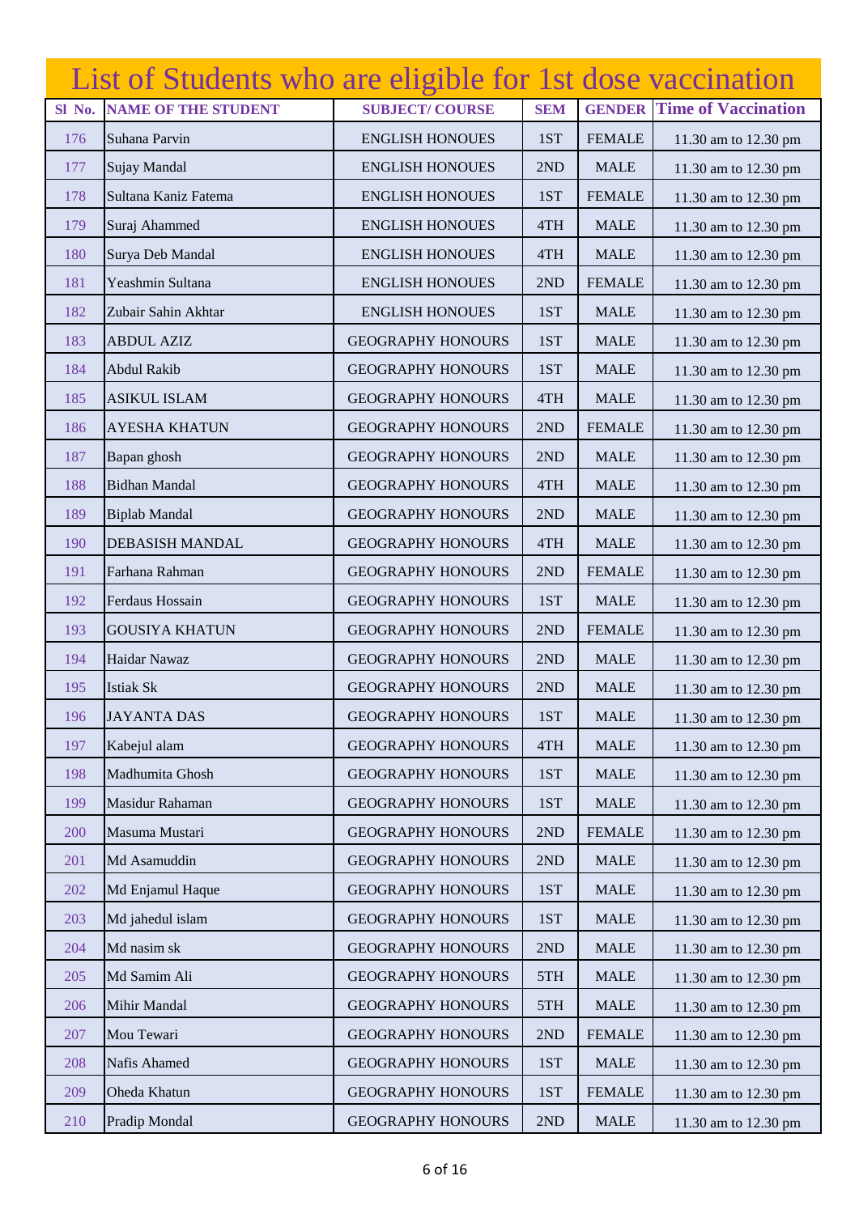# List of Students who are eligible for 1st dose vaccination

| Sl No. | NAME OF THE STUDENT | SUBJECT/ COURSE | SEM | GENDER | Time of Vaccination |
|---|---|---|---|---|---|
| 176 | Suhana Parvin | ENGLISH HONOUES | 1ST | FEMALE | 11.30 am to 12.30 pm |
| 177 | Sujay Mandal | ENGLISH HONOUES | 2ND | MALE | 11.30 am to 12.30 pm |
| 178 | Sultana Kaniz Fatema | ENGLISH HONOUES | 1ST | FEMALE | 11.30 am to 12.30 pm |
| 179 | Suraj Ahammed | ENGLISH HONOUES | 4TH | MALE | 11.30 am to 12.30 pm |
| 180 | Surya Deb Mandal | ENGLISH HONOUES | 4TH | MALE | 11.30 am to 12.30 pm |
| 181 | Yeashmin Sultana | ENGLISH HONOUES | 2ND | FEMALE | 11.30 am to 12.30 pm |
| 182 | Zubair Sahin Akhtar | ENGLISH HONOUES | 1ST | MALE | 11.30 am to 12.30 pm |
| 183 | ABDUL AZIZ | GEOGRAPHY HONOURS | 1ST | MALE | 11.30 am to 12.30 pm |
| 184 | Abdul Rakib | GEOGRAPHY HONOURS | 1ST | MALE | 11.30 am to 12.30 pm |
| 185 | ASIKUL ISLAM | GEOGRAPHY HONOURS | 4TH | MALE | 11.30 am to 12.30 pm |
| 186 | AYESHA KHATUN | GEOGRAPHY HONOURS | 2ND | FEMALE | 11.30 am to 12.30 pm |
| 187 | Bapan ghosh | GEOGRAPHY HONOURS | 2ND | MALE | 11.30 am to 12.30 pm |
| 188 | Bidhan Mandal | GEOGRAPHY HONOURS | 4TH | MALE | 11.30 am to 12.30 pm |
| 189 | Biplab Mandal | GEOGRAPHY HONOURS | 2ND | MALE | 11.30 am to 12.30 pm |
| 190 | DEBASISH MANDAL | GEOGRAPHY HONOURS | 4TH | MALE | 11.30 am to 12.30 pm |
| 191 | Farhana Rahman | GEOGRAPHY HONOURS | 2ND | FEMALE | 11.30 am to 12.30 pm |
| 192 | Ferdaus Hossain | GEOGRAPHY HONOURS | 1ST | MALE | 11.30 am to 12.30 pm |
| 193 | GOUSIYA KHATUN | GEOGRAPHY HONOURS | 2ND | FEMALE | 11.30 am to 12.30 pm |
| 194 | Haidar Nawaz | GEOGRAPHY HONOURS | 2ND | MALE | 11.30 am to 12.30 pm |
| 195 | Istiak Sk | GEOGRAPHY HONOURS | 2ND | MALE | 11.30 am to 12.30 pm |
| 196 | JAYANTA DAS | GEOGRAPHY HONOURS | 1ST | MALE | 11.30 am to 12.30 pm |
| 197 | Kabejul alam | GEOGRAPHY HONOURS | 4TH | MALE | 11.30 am to 12.30 pm |
| 198 | Madhumita Ghosh | GEOGRAPHY HONOURS | 1ST | MALE | 11.30 am to 12.30 pm |
| 199 | Masidur Rahaman | GEOGRAPHY HONOURS | 1ST | MALE | 11.30 am to 12.30 pm |
| 200 | Masuma Mustari | GEOGRAPHY HONOURS | 2ND | FEMALE | 11.30 am to 12.30 pm |
| 201 | Md Asamuddin | GEOGRAPHY HONOURS | 2ND | MALE | 11.30 am to 12.30 pm |
| 202 | Md Enjamul Haque | GEOGRAPHY HONOURS | 1ST | MALE | 11.30 am to 12.30 pm |
| 203 | Md jahedul islam | GEOGRAPHY HONOURS | 1ST | MALE | 11.30 am to 12.30 pm |
| 204 | Md nasim sk | GEOGRAPHY HONOURS | 2ND | MALE | 11.30 am to 12.30 pm |
| 205 | Md Samim Ali | GEOGRAPHY HONOURS | 5TH | MALE | 11.30 am to 12.30 pm |
| 206 | Mihir Mandal | GEOGRAPHY HONOURS | 5TH | MALE | 11.30 am to 12.30 pm |
| 207 | Mou Tewari | GEOGRAPHY HONOURS | 2ND | FEMALE | 11.30 am to 12.30 pm |
| 208 | Nafis Ahamed | GEOGRAPHY HONOURS | 1ST | MALE | 11.30 am to 12.30 pm |
| 209 | Oheda Khatun | GEOGRAPHY HONOURS | 1ST | FEMALE | 11.30 am to 12.30 pm |
| 210 | Pradip Mondal | GEOGRAPHY HONOURS | 2ND | MALE | 11.30 am to 12.30 pm |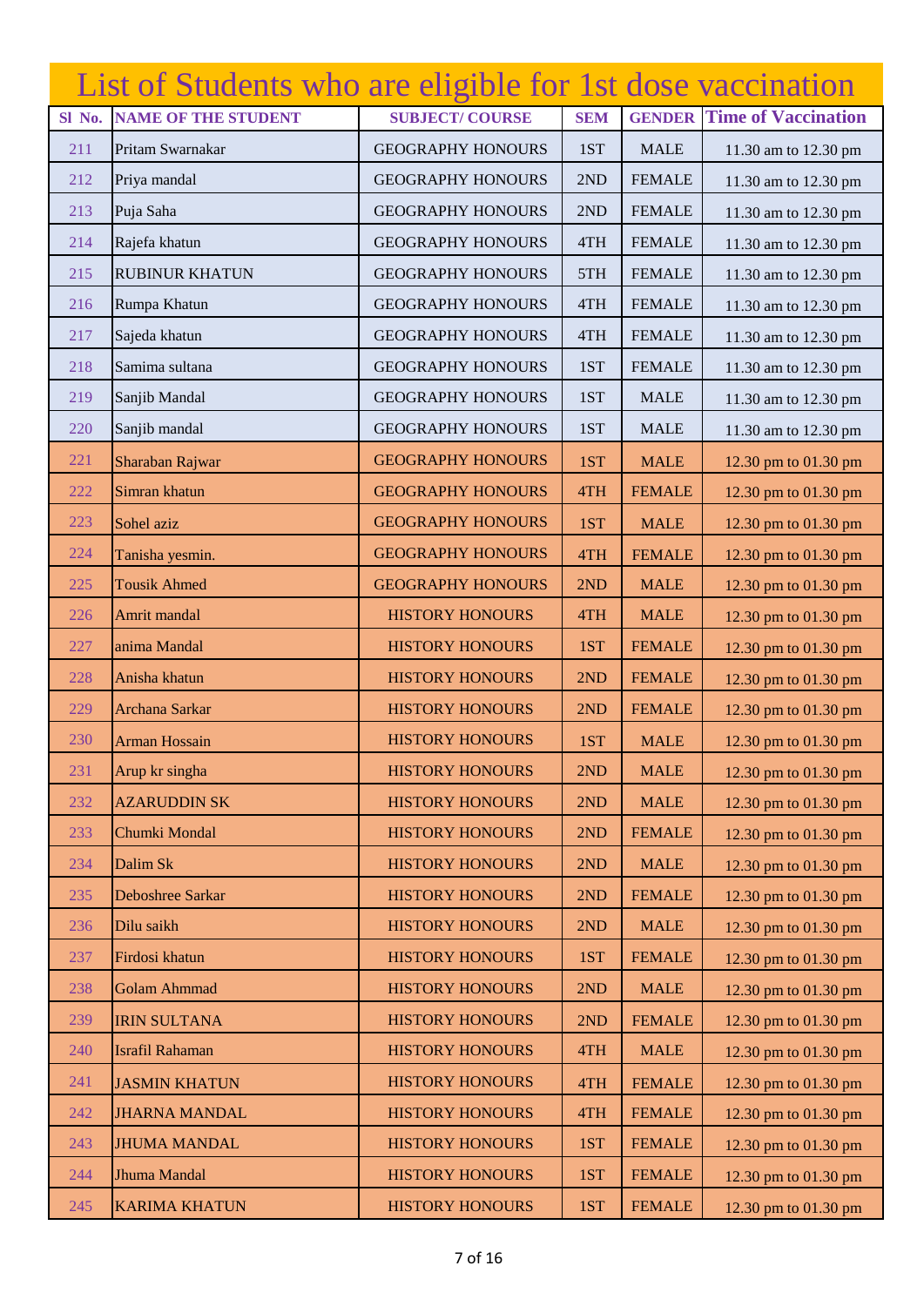# List of Students who are eligible for 1st dose vaccination

| Sl No. | NAME OF THE STUDENT | SUBJECT/ COURSE | SEM | GENDER | Time of Vaccination |
|---|---|---|---|---|---|
| 211 | Pritam Swarnakar | GEOGRAPHY HONOURS | 1ST | MALE | 11.30 am to 12.30 pm |
| 212 | Priya mandal | GEOGRAPHY HONOURS | 2ND | FEMALE | 11.30 am to 12.30 pm |
| 213 | Puja Saha | GEOGRAPHY HONOURS | 2ND | FEMALE | 11.30 am to 12.30 pm |
| 214 | Rajefa khatun | GEOGRAPHY HONOURS | 4TH | FEMALE | 11.30 am to 12.30 pm |
| 215 | RUBINUR KHATUN | GEOGRAPHY HONOURS | 5TH | FEMALE | 11.30 am to 12.30 pm |
| 216 | Rumpa Khatun | GEOGRAPHY HONOURS | 4TH | FEMALE | 11.30 am to 12.30 pm |
| 217 | Sajeda khatun | GEOGRAPHY HONOURS | 4TH | FEMALE | 11.30 am to 12.30 pm |
| 218 | Samima sultana | GEOGRAPHY HONOURS | 1ST | FEMALE | 11.30 am to 12.30 pm |
| 219 | Sanjib Mandal | GEOGRAPHY HONOURS | 1ST | MALE | 11.30 am to 12.30 pm |
| 220 | Sanjib mandal | GEOGRAPHY HONOURS | 1ST | MALE | 11.30 am to 12.30 pm |
| 221 | Sharaban Rajwar | GEOGRAPHY HONOURS | 1ST | MALE | 12.30 pm to 01.30 pm |
| 222 | Simran khatun | GEOGRAPHY HONOURS | 4TH | FEMALE | 12.30 pm to 01.30 pm |
| 223 | Sohel aziz | GEOGRAPHY HONOURS | 1ST | MALE | 12.30 pm to 01.30 pm |
| 224 | Tanisha yesmin. | GEOGRAPHY HONOURS | 4TH | FEMALE | 12.30 pm to 01.30 pm |
| 225 | Tousik Ahmed | GEOGRAPHY HONOURS | 2ND | MALE | 12.30 pm to 01.30 pm |
| 226 | Amrit mandal | HISTORY HONOURS | 4TH | MALE | 12.30 pm to 01.30 pm |
| 227 | anima Mandal | HISTORY HONOURS | 1ST | FEMALE | 12.30 pm to 01.30 pm |
| 228 | Anisha khatun | HISTORY HONOURS | 2ND | FEMALE | 12.30 pm to 01.30 pm |
| 229 | Archana Sarkar | HISTORY HONOURS | 2ND | FEMALE | 12.30 pm to 01.30 pm |
| 230 | Arman Hossain | HISTORY HONOURS | 1ST | MALE | 12.30 pm to 01.30 pm |
| 231 | Arup kr singha | HISTORY HONOURS | 2ND | MALE | 12.30 pm to 01.30 pm |
| 232 | AZARUDDIN SK | HISTORY HONOURS | 2ND | MALE | 12.30 pm to 01.30 pm |
| 233 | Chumki Mondal | HISTORY HONOURS | 2ND | FEMALE | 12.30 pm to 01.30 pm |
| 234 | Dalim Sk | HISTORY HONOURS | 2ND | MALE | 12.30 pm to 01.30 pm |
| 235 | Deboshree Sarkar | HISTORY HONOURS | 2ND | FEMALE | 12.30 pm to 01.30 pm |
| 236 | Dilu saikh | HISTORY HONOURS | 2ND | MALE | 12.30 pm to 01.30 pm |
| 237 | Firdosi khatun | HISTORY HONOURS | 1ST | FEMALE | 12.30 pm to 01.30 pm |
| 238 | Golam Ahmmad | HISTORY HONOURS | 2ND | MALE | 12.30 pm to 01.30 pm |
| 239 | IRIN SULTANA | HISTORY HONOURS | 2ND | FEMALE | 12.30 pm to 01.30 pm |
| 240 | Israfil Rahaman | HISTORY HONOURS | 4TH | MALE | 12.30 pm to 01.30 pm |
| 241 | JASMIN KHATUN | HISTORY HONOURS | 4TH | FEMALE | 12.30 pm to 01.30 pm |
| 242 | JHARNA MANDAL | HISTORY HONOURS | 4TH | FEMALE | 12.30 pm to 01.30 pm |
| 243 | JHUMA MANDAL | HISTORY HONOURS | 1ST | FEMALE | 12.30 pm to 01.30 pm |
| 244 | Jhuma Mandal | HISTORY HONOURS | 1ST | FEMALE | 12.30 pm to 01.30 pm |
| 245 | KARIMA KHATUN | HISTORY HONOURS | 1ST | FEMALE | 12.30 pm to 01.30 pm |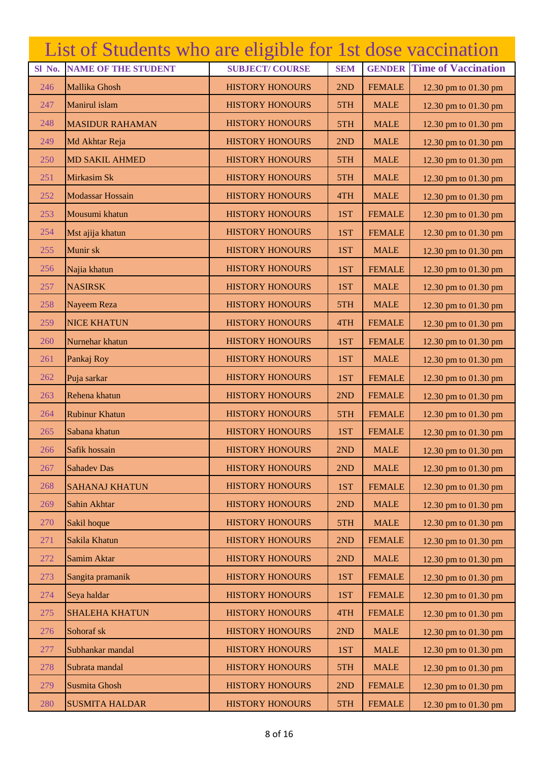# List of Students who are eligible for 1st dose vaccination

| Sl No. | NAME OF THE STUDENT | SUBJECT/ COURSE | SEM | GENDER | Time of Vaccination |
|---|---|---|---|---|---|
| 246 | Mallika Ghosh | HISTORY HONOURS | 2ND | FEMALE | 12.30 pm to 01.30 pm |
| 247 | Manirul islam | HISTORY HONOURS | 5TH | MALE | 12.30 pm to 01.30 pm |
| 248 | MASIDUR RAHAMAN | HISTORY HONOURS | 5TH | MALE | 12.30 pm to 01.30 pm |
| 249 | Md Akhtar Reja | HISTORY HONOURS | 2ND | MALE | 12.30 pm to 01.30 pm |
| 250 | MD SAKIL AHMED | HISTORY HONOURS | 5TH | MALE | 12.30 pm to 01.30 pm |
| 251 | Mirkasim Sk | HISTORY HONOURS | 5TH | MALE | 12.30 pm to 01.30 pm |
| 252 | Modassar Hossain | HISTORY HONOURS | 4TH | MALE | 12.30 pm to 01.30 pm |
| 253 | Mousumi khatun | HISTORY HONOURS | 1ST | FEMALE | 12.30 pm to 01.30 pm |
| 254 | Mst ajija khatun | HISTORY HONOURS | 1ST | FEMALE | 12.30 pm to 01.30 pm |
| 255 | Munir sk | HISTORY HONOURS | 1ST | MALE | 12.30 pm to 01.30 pm |
| 256 | Najia khatun | HISTORY HONOURS | 1ST | FEMALE | 12.30 pm to 01.30 pm |
| 257 | NASIRSK | HISTORY HONOURS | 1ST | MALE | 12.30 pm to 01.30 pm |
| 258 | Nayeem Reza | HISTORY HONOURS | 5TH | MALE | 12.30 pm to 01.30 pm |
| 259 | NICE KHATUN | HISTORY HONOURS | 4TH | FEMALE | 12.30 pm to 01.30 pm |
| 260 | Nurnehar khatun | HISTORY HONOURS | 1ST | FEMALE | 12.30 pm to 01.30 pm |
| 261 | Pankaj Roy | HISTORY HONOURS | 1ST | MALE | 12.30 pm to 01.30 pm |
| 262 | Puja sarkar | HISTORY HONOURS | 1ST | FEMALE | 12.30 pm to 01.30 pm |
| 263 | Rehena khatun | HISTORY HONOURS | 2ND | FEMALE | 12.30 pm to 01.30 pm |
| 264 | Rubinur Khatun | HISTORY HONOURS | 5TH | FEMALE | 12.30 pm to 01.30 pm |
| 265 | Sabana khatun | HISTORY HONOURS | 1ST | FEMALE | 12.30 pm to 01.30 pm |
| 266 | Safik hossain | HISTORY HONOURS | 2ND | MALE | 12.30 pm to 01.30 pm |
| 267 | Sahadev Das | HISTORY HONOURS | 2ND | MALE | 12.30 pm to 01.30 pm |
| 268 | SAHANAJ KHATUN | HISTORY HONOURS | 1ST | FEMALE | 12.30 pm to 01.30 pm |
| 269 | Sahin Akhtar | HISTORY HONOURS | 2ND | MALE | 12.30 pm to 01.30 pm |
| 270 | Sakil hoque | HISTORY HONOURS | 5TH | MALE | 12.30 pm to 01.30 pm |
| 271 | Sakila Khatun | HISTORY HONOURS | 2ND | FEMALE | 12.30 pm to 01.30 pm |
| 272 | Samim Aktar | HISTORY HONOURS | 2ND | MALE | 12.30 pm to 01.30 pm |
| 273 | Sangita pramanik | HISTORY HONOURS | 1ST | FEMALE | 12.30 pm to 01.30 pm |
| 274 | Seya haldar | HISTORY HONOURS | 1ST | FEMALE | 12.30 pm to 01.30 pm |
| 275 | SHALEHA KHATUN | HISTORY HONOURS | 4TH | FEMALE | 12.30 pm to 01.30 pm |
| 276 | Sohoraf sk | HISTORY HONOURS | 2ND | MALE | 12.30 pm to 01.30 pm |
| 277 | Subhankar mandal | HISTORY HONOURS | 1ST | MALE | 12.30 pm to 01.30 pm |
| 278 | Subrata mandal | HISTORY HONOURS | 5TH | MALE | 12.30 pm to 01.30 pm |
| 279 | Susmita Ghosh | HISTORY HONOURS | 2ND | FEMALE | 12.30 pm to 01.30 pm |
| 280 | SUSMITA HALDAR | HISTORY HONOURS | 5TH | FEMALE | 12.30 pm to 01.30 pm |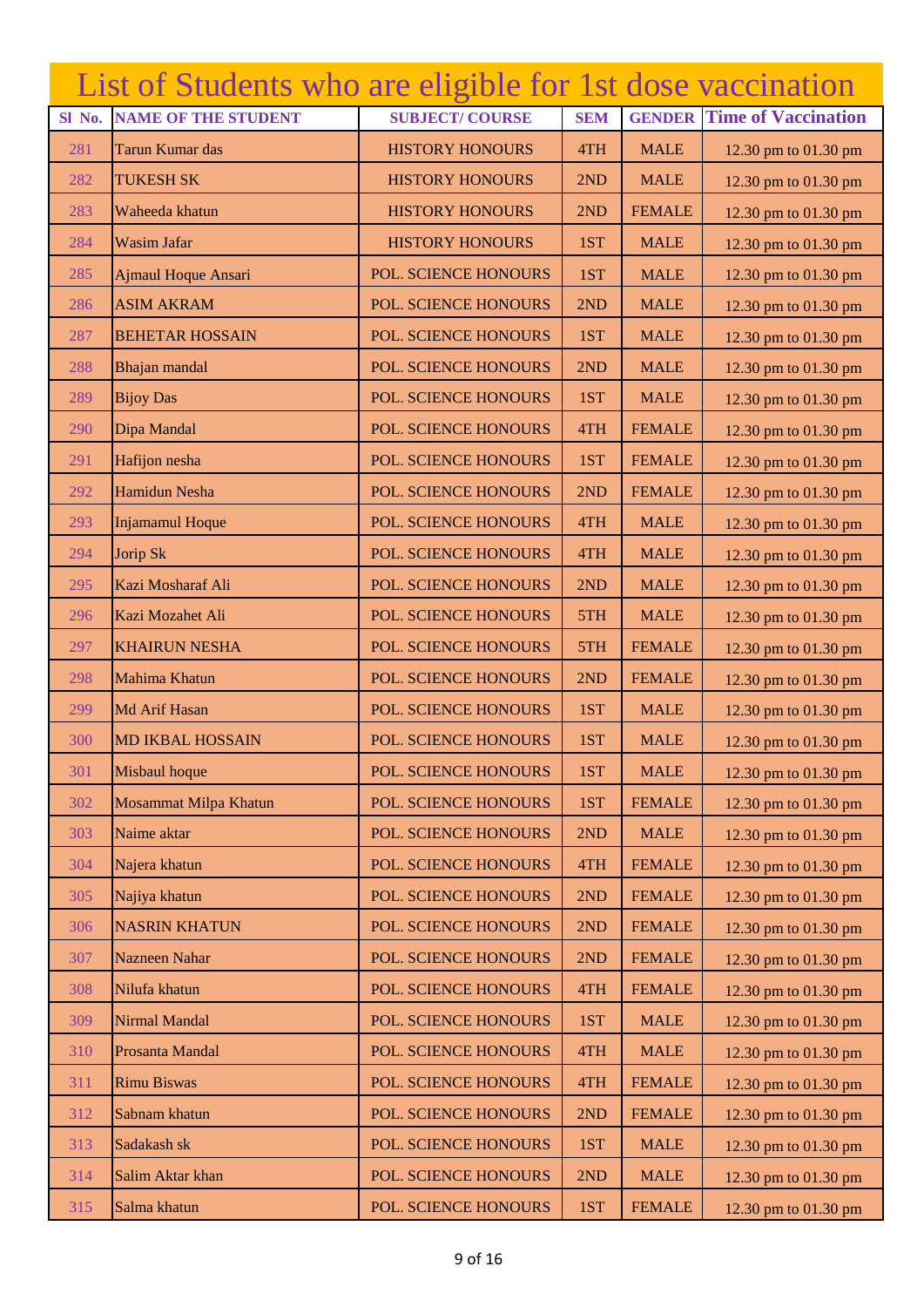# List of Students who are eligible for 1st dose vaccination

| Sl No. | NAME OF THE STUDENT | SUBJECT/ COURSE | SEM | GENDER | Time of Vaccination |
|---|---|---|---|---|---|
| 281 | Tarun Kumar das | HISTORY HONOURS | 4TH | MALE | 12.30 pm to 01.30 pm |
| 282 | TUKESH SK | HISTORY HONOURS | 2ND | MALE | 12.30 pm to 01.30 pm |
| 283 | Waheeda khatun | HISTORY HONOURS | 2ND | FEMALE | 12.30 pm to 01.30 pm |
| 284 | Wasim Jafar | HISTORY HONOURS | 1ST | MALE | 12.30 pm to 01.30 pm |
| 285 | Ajmaul Hoque Ansari | POL. SCIENCE HONOURS | 1ST | MALE | 12.30 pm to 01.30 pm |
| 286 | ASIM AKRAM | POL. SCIENCE HONOURS | 2ND | MALE | 12.30 pm to 01.30 pm |
| 287 | BEHETAR HOSSAIN | POL. SCIENCE HONOURS | 1ST | MALE | 12.30 pm to 01.30 pm |
| 288 | Bhajan mandal | POL. SCIENCE HONOURS | 2ND | MALE | 12.30 pm to 01.30 pm |
| 289 | Bijoy Das | POL. SCIENCE HONOURS | 1ST | MALE | 12.30 pm to 01.30 pm |
| 290 | Dipa Mandal | POL. SCIENCE HONOURS | 4TH | FEMALE | 12.30 pm to 01.30 pm |
| 291 | Hafijon nesha | POL. SCIENCE HONOURS | 1ST | FEMALE | 12.30 pm to 01.30 pm |
| 292 | Hamidun Nesha | POL. SCIENCE HONOURS | 2ND | FEMALE | 12.30 pm to 01.30 pm |
| 293 | Injamamul Hoque | POL. SCIENCE HONOURS | 4TH | MALE | 12.30 pm to 01.30 pm |
| 294 | Jorip Sk | POL. SCIENCE HONOURS | 4TH | MALE | 12.30 pm to 01.30 pm |
| 295 | Kazi Mosharaf Ali | POL. SCIENCE HONOURS | 2ND | MALE | 12.30 pm to 01.30 pm |
| 296 | Kazi Mozahet Ali | POL. SCIENCE HONOURS | 5TH | MALE | 12.30 pm to 01.30 pm |
| 297 | KHAIRUN NESHA | POL. SCIENCE HONOURS | 5TH | FEMALE | 12.30 pm to 01.30 pm |
| 298 | Mahima Khatun | POL. SCIENCE HONOURS | 2ND | FEMALE | 12.30 pm to 01.30 pm |
| 299 | Md Arif Hasan | POL. SCIENCE HONOURS | 1ST | MALE | 12.30 pm to 01.30 pm |
| 300 | MD IKBAL HOSSAIN | POL. SCIENCE HONOURS | 1ST | MALE | 12.30 pm to 01.30 pm |
| 301 | Misbaul hoque | POL. SCIENCE HONOURS | 1ST | MALE | 12.30 pm to 01.30 pm |
| 302 | Mosammat Milpa Khatun | POL. SCIENCE HONOURS | 1ST | FEMALE | 12.30 pm to 01.30 pm |
| 303 | Naime aktar | POL. SCIENCE HONOURS | 2ND | MALE | 12.30 pm to 01.30 pm |
| 304 | Najera khatun | POL. SCIENCE HONOURS | 4TH | FEMALE | 12.30 pm to 01.30 pm |
| 305 | Najiya khatun | POL. SCIENCE HONOURS | 2ND | FEMALE | 12.30 pm to 01.30 pm |
| 306 | NASRIN KHATUN | POL. SCIENCE HONOURS | 2ND | FEMALE | 12.30 pm to 01.30 pm |
| 307 | Nazneen Nahar | POL. SCIENCE HONOURS | 2ND | FEMALE | 12.30 pm to 01.30 pm |
| 308 | Nilufa khatun | POL. SCIENCE HONOURS | 4TH | FEMALE | 12.30 pm to 01.30 pm |
| 309 | Nirmal Mandal | POL. SCIENCE HONOURS | 1ST | MALE | 12.30 pm to 01.30 pm |
| 310 | Prosanta Mandal | POL. SCIENCE HONOURS | 4TH | MALE | 12.30 pm to 01.30 pm |
| 311 | Rimu Biswas | POL. SCIENCE HONOURS | 4TH | FEMALE | 12.30 pm to 01.30 pm |
| 312 | Sabnam khatun | POL. SCIENCE HONOURS | 2ND | FEMALE | 12.30 pm to 01.30 pm |
| 313 | Sadakash sk | POL. SCIENCE HONOURS | 1ST | MALE | 12.30 pm to 01.30 pm |
| 314 | Salim Aktar khan | POL. SCIENCE HONOURS | 2ND | MALE | 12.30 pm to 01.30 pm |
| 315 | Salma khatun | POL. SCIENCE HONOURS | 1ST | FEMALE | 12.30 pm to 01.30 pm |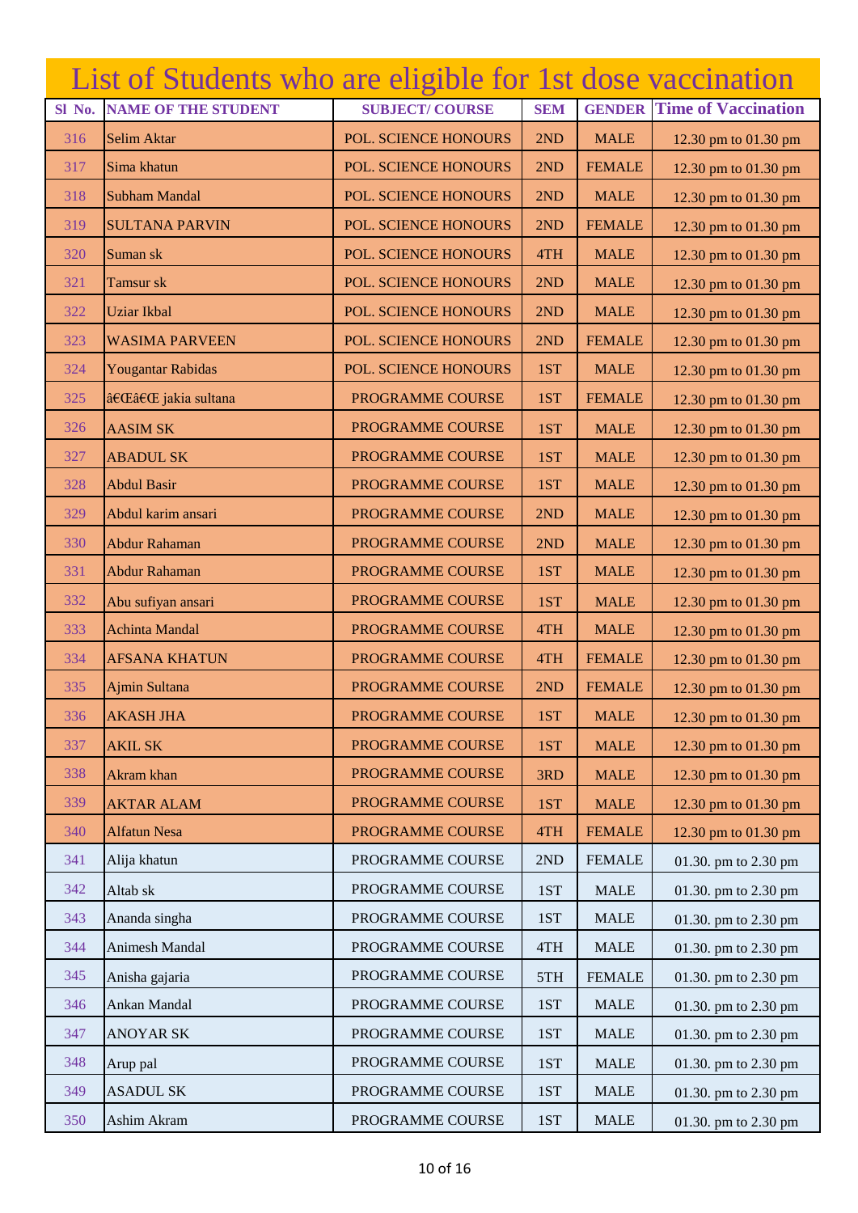# List of Students who are eligible for 1st dose vaccination

| Sl No. | NAME OF THE STUDENT | SUBJECT/ COURSE | SEM | GENDER | Time of Vaccination |
|---|---|---|---|---|---|
| 316 | Selim Aktar | POL. SCIENCE HONOURS | 2ND | MALE | 12.30 pm to 01.30 pm |
| 317 | Sima khatun | POL. SCIENCE HONOURS | 2ND | FEMALE | 12.30 pm to 01.30 pm |
| 318 | Subham Mandal | POL. SCIENCE HONOURS | 2ND | MALE | 12.30 pm to 01.30 pm |
| 319 | SULTANA PARVIN | POL. SCIENCE HONOURS | 2ND | FEMALE | 12.30 pm to 01.30 pm |
| 320 | Suman sk | POL. SCIENCE HONOURS | 4TH | MALE | 12.30 pm to 01.30 pm |
| 321 | Tamsur sk | POL. SCIENCE HONOURS | 2ND | MALE | 12.30 pm to 01.30 pm |
| 322 | Uziar Ikbal | POL. SCIENCE HONOURS | 2ND | MALE | 12.30 pm to 01.30 pm |
| 323 | WASIMA PARVEEN | POL. SCIENCE HONOURS | 2ND | FEMALE | 12.30 pm to 01.30 pm |
| 324 | Yougantar Rabidas | POL. SCIENCE HONOURS | 1ST | MALE | 12.30 pm to 01.30 pm |
| 325 | â€Œâ€Œ jakia sultana | PROGRAMME COURSE | 1ST | FEMALE | 12.30 pm to 01.30 pm |
| 326 | AASIM SK | PROGRAMME COURSE | 1ST | MALE | 12.30 pm to 01.30 pm |
| 327 | ABADUL SK | PROGRAMME COURSE | 1ST | MALE | 12.30 pm to 01.30 pm |
| 328 | Abdul Basir | PROGRAMME COURSE | 1ST | MALE | 12.30 pm to 01.30 pm |
| 329 | Abdul karim ansari | PROGRAMME COURSE | 2ND | MALE | 12.30 pm to 01.30 pm |
| 330 | Abdur Rahaman | PROGRAMME COURSE | 2ND | MALE | 12.30 pm to 01.30 pm |
| 331 | Abdur Rahaman | PROGRAMME COURSE | 1ST | MALE | 12.30 pm to 01.30 pm |
| 332 | Abu sufiyan ansari | PROGRAMME COURSE | 1ST | MALE | 12.30 pm to 01.30 pm |
| 333 | Achinta Mandal | PROGRAMME COURSE | 4TH | MALE | 12.30 pm to 01.30 pm |
| 334 | AFSANA KHATUN | PROGRAMME COURSE | 4TH | FEMALE | 12.30 pm to 01.30 pm |
| 335 | Ajmin Sultana | PROGRAMME COURSE | 2ND | FEMALE | 12.30 pm to 01.30 pm |
| 336 | AKASH JHA | PROGRAMME COURSE | 1ST | MALE | 12.30 pm to 01.30 pm |
| 337 | AKIL SK | PROGRAMME COURSE | 1ST | MALE | 12.30 pm to 01.30 pm |
| 338 | Akram khan | PROGRAMME COURSE | 3RD | MALE | 12.30 pm to 01.30 pm |
| 339 | AKTAR ALAM | PROGRAMME COURSE | 1ST | MALE | 12.30 pm to 01.30 pm |
| 340 | Alfatun Nesa | PROGRAMME COURSE | 4TH | FEMALE | 12.30 pm to 01.30 pm |
| 341 | Alija khatun | PROGRAMME COURSE | 2ND | FEMALE | 01.30. pm to 2.30 pm |
| 342 | Altab sk | PROGRAMME COURSE | 1ST | MALE | 01.30. pm to 2.30 pm |
| 343 | Ananda singha | PROGRAMME COURSE | 1ST | MALE | 01.30. pm to 2.30 pm |
| 344 | Animesh Mandal | PROGRAMME COURSE | 4TH | MALE | 01.30. pm to 2.30 pm |
| 345 | Anisha gajaria | PROGRAMME COURSE | 5TH | FEMALE | 01.30. pm to 2.30 pm |
| 346 | Ankan Mandal | PROGRAMME COURSE | 1ST | MALE | 01.30. pm to 2.30 pm |
| 347 | ANOYAR SK | PROGRAMME COURSE | 1ST | MALE | 01.30. pm to 2.30 pm |
| 348 | Arup pal | PROGRAMME COURSE | 1ST | MALE | 01.30. pm to 2.30 pm |
| 349 | ASADUL SK | PROGRAMME COURSE | 1ST | MALE | 01.30. pm to 2.30 pm |
| 350 | Ashim Akram | PROGRAMME COURSE | 1ST | MALE | 01.30. pm to 2.30 pm |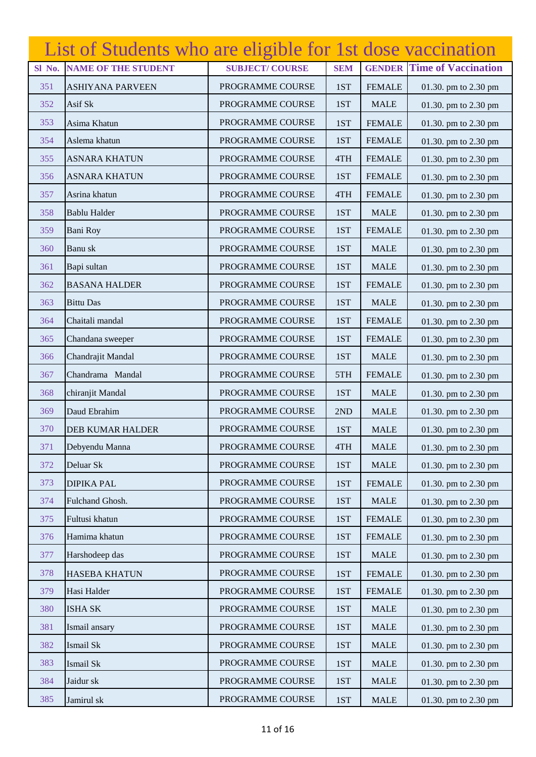# List of Students who are eligible for 1st dose vaccination

| Sl No. | NAME OF THE STUDENT | SUBJECT/ COURSE | SEM | GENDER | Time of Vaccination |
|---|---|---|---|---|---|
| 351 | ASHIYANA PARVEEN | PROGRAMME COURSE | 1ST | FEMALE | 01.30. pm to 2.30 pm |
| 352 | Asif Sk | PROGRAMME COURSE | 1ST | MALE | 01.30. pm to 2.30 pm |
| 353 | Asima Khatun | PROGRAMME COURSE | 1ST | FEMALE | 01.30. pm to 2.30 pm |
| 354 | Aslema khatun | PROGRAMME COURSE | 1ST | FEMALE | 01.30. pm to 2.30 pm |
| 355 | ASNARA KHATUN | PROGRAMME COURSE | 4TH | FEMALE | 01.30. pm to 2.30 pm |
| 356 | ASNARA KHATUN | PROGRAMME COURSE | 1ST | FEMALE | 01.30. pm to 2.30 pm |
| 357 | Asrina khatun | PROGRAMME COURSE | 4TH | FEMALE | 01.30. pm to 2.30 pm |
| 358 | Bablu Halder | PROGRAMME COURSE | 1ST | MALE | 01.30. pm to 2.30 pm |
| 359 | Bani Roy | PROGRAMME COURSE | 1ST | FEMALE | 01.30. pm to 2.30 pm |
| 360 | Banu sk | PROGRAMME COURSE | 1ST | MALE | 01.30. pm to 2.30 pm |
| 361 | Bapi sultan | PROGRAMME COURSE | 1ST | MALE | 01.30. pm to 2.30 pm |
| 362 | BASANA HALDER | PROGRAMME COURSE | 1ST | FEMALE | 01.30. pm to 2.30 pm |
| 363 | Bittu Das | PROGRAMME COURSE | 1ST | MALE | 01.30. pm to 2.30 pm |
| 364 | Chaitali mandal | PROGRAMME COURSE | 1ST | FEMALE | 01.30. pm to 2.30 pm |
| 365 | Chandana sweeper | PROGRAMME COURSE | 1ST | FEMALE | 01.30. pm to 2.30 pm |
| 366 | Chandrajit Mandal | PROGRAMME COURSE | 1ST | MALE | 01.30. pm to 2.30 pm |
| 367 | Chandrama Mandal | PROGRAMME COURSE | 5TH | FEMALE | 01.30. pm to 2.30 pm |
| 368 | chiranjit Mandal | PROGRAMME COURSE | 1ST | MALE | 01.30. pm to 2.30 pm |
| 369 | Daud Ebrahim | PROGRAMME COURSE | 2ND | MALE | 01.30. pm to 2.30 pm |
| 370 | DEB KUMAR HALDER | PROGRAMME COURSE | 1ST | MALE | 01.30. pm to 2.30 pm |
| 371 | Debyendu Manna | PROGRAMME COURSE | 4TH | MALE | 01.30. pm to 2.30 pm |
| 372 | Deluar Sk | PROGRAMME COURSE | 1ST | MALE | 01.30. pm to 2.30 pm |
| 373 | DIPIKA PAL | PROGRAMME COURSE | 1ST | FEMALE | 01.30. pm to 2.30 pm |
| 374 | Fulchand Ghosh. | PROGRAMME COURSE | 1ST | MALE | 01.30. pm to 2.30 pm |
| 375 | Fultusi khatun | PROGRAMME COURSE | 1ST | FEMALE | 01.30. pm to 2.30 pm |
| 376 | Hamima khatun | PROGRAMME COURSE | 1ST | FEMALE | 01.30. pm to 2.30 pm |
| 377 | Harshodeep das | PROGRAMME COURSE | 1ST | MALE | 01.30. pm to 2.30 pm |
| 378 | HASEBA KHATUN | PROGRAMME COURSE | 1ST | FEMALE | 01.30. pm to 2.30 pm |
| 379 | Hasi Halder | PROGRAMME COURSE | 1ST | FEMALE | 01.30. pm to 2.30 pm |
| 380 | ISHA SK | PROGRAMME COURSE | 1ST | MALE | 01.30. pm to 2.30 pm |
| 381 | Ismail ansary | PROGRAMME COURSE | 1ST | MALE | 01.30. pm to 2.30 pm |
| 382 | Ismail Sk | PROGRAMME COURSE | 1ST | MALE | 01.30. pm to 2.30 pm |
| 383 | Ismail Sk | PROGRAMME COURSE | 1ST | MALE | 01.30. pm to 2.30 pm |
| 384 | Jaidur sk | PROGRAMME COURSE | 1ST | MALE | 01.30. pm to 2.30 pm |
| 385 | Jamirul sk | PROGRAMME COURSE | 1ST | MALE | 01.30. pm to 2.30 pm |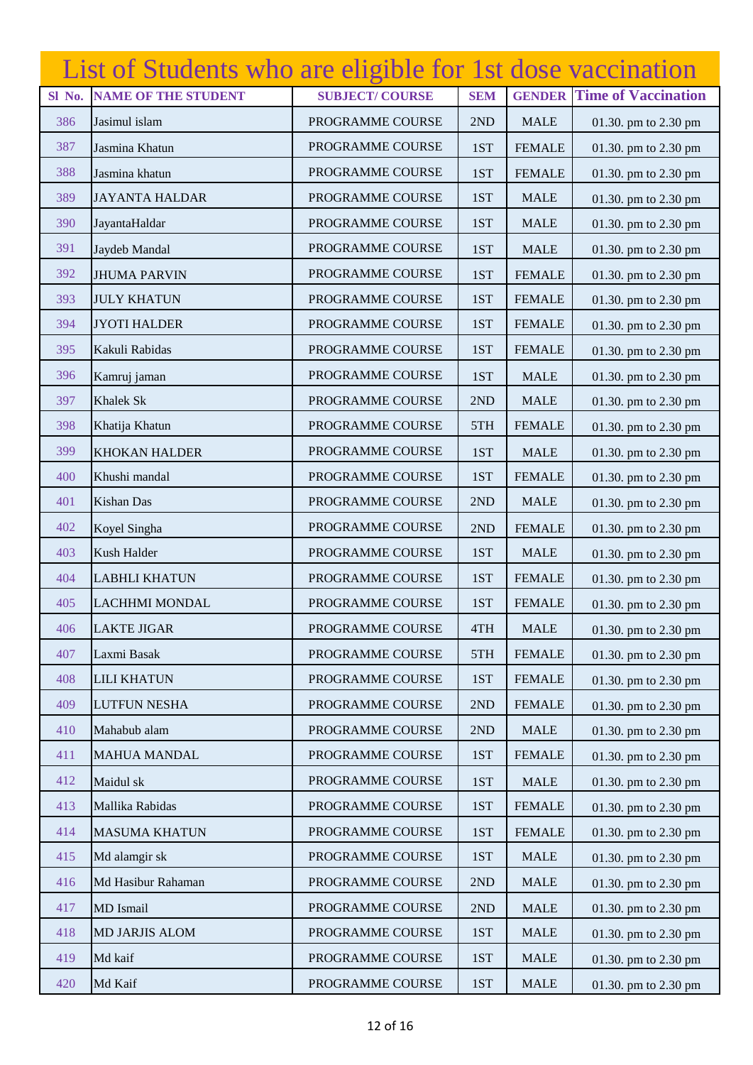# List of Students who are eligible for 1st dose vaccination

| Sl No. | NAME OF THE STUDENT | SUBJECT/ COURSE | SEM | GENDER | Time of Vaccination |
|---|---|---|---|---|---|
| 386 | Jasimul islam | PROGRAMME COURSE | 2ND | MALE | 01.30. pm to 2.30 pm |
| 387 | Jasmina Khatun | PROGRAMME COURSE | 1ST | FEMALE | 01.30. pm to 2.30 pm |
| 388 | Jasmina khatun | PROGRAMME COURSE | 1ST | FEMALE | 01.30. pm to 2.30 pm |
| 389 | JAYANTA HALDAR | PROGRAMME COURSE | 1ST | MALE | 01.30. pm to 2.30 pm |
| 390 | JayantaHaldar | PROGRAMME COURSE | 1ST | MALE | 01.30. pm to 2.30 pm |
| 391 | Jaydeb Mandal | PROGRAMME COURSE | 1ST | MALE | 01.30. pm to 2.30 pm |
| 392 | JHUMA PARVIN | PROGRAMME COURSE | 1ST | FEMALE | 01.30. pm to 2.30 pm |
| 393 | JULY KHATUN | PROGRAMME COURSE | 1ST | FEMALE | 01.30. pm to 2.30 pm |
| 394 | JYOTI HALDER | PROGRAMME COURSE | 1ST | FEMALE | 01.30. pm to 2.30 pm |
| 395 | Kakuli Rabidas | PROGRAMME COURSE | 1ST | FEMALE | 01.30. pm to 2.30 pm |
| 396 | Kamruj jaman | PROGRAMME COURSE | 1ST | MALE | 01.30. pm to 2.30 pm |
| 397 | Khalek Sk | PROGRAMME COURSE | 2ND | MALE | 01.30. pm to 2.30 pm |
| 398 | Khatija Khatun | PROGRAMME COURSE | 5TH | FEMALE | 01.30. pm to 2.30 pm |
| 399 | KHOKAN HALDER | PROGRAMME COURSE | 1ST | MALE | 01.30. pm to 2.30 pm |
| 400 | Khushi mandal | PROGRAMME COURSE | 1ST | FEMALE | 01.30. pm to 2.30 pm |
| 401 | Kishan Das | PROGRAMME COURSE | 2ND | MALE | 01.30. pm to 2.30 pm |
| 402 | Koyel Singha | PROGRAMME COURSE | 2ND | FEMALE | 01.30. pm to 2.30 pm |
| 403 | Kush Halder | PROGRAMME COURSE | 1ST | MALE | 01.30. pm to 2.30 pm |
| 404 | LABHLI KHATUN | PROGRAMME COURSE | 1ST | FEMALE | 01.30. pm to 2.30 pm |
| 405 | LACHHMI MONDAL | PROGRAMME COURSE | 1ST | FEMALE | 01.30. pm to 2.30 pm |
| 406 | LAKTE JIGAR | PROGRAMME COURSE | 4TH | MALE | 01.30. pm to 2.30 pm |
| 407 | Laxmi Basak | PROGRAMME COURSE | 5TH | FEMALE | 01.30. pm to 2.30 pm |
| 408 | LILI KHATUN | PROGRAMME COURSE | 1ST | FEMALE | 01.30. pm to 2.30 pm |
| 409 | LUTFUN NESHA | PROGRAMME COURSE | 2ND | FEMALE | 01.30. pm to 2.30 pm |
| 410 | Mahabub alam | PROGRAMME COURSE | 2ND | MALE | 01.30. pm to 2.30 pm |
| 411 | MAHUA MANDAL | PROGRAMME COURSE | 1ST | FEMALE | 01.30. pm to 2.30 pm |
| 412 | Maidul sk | PROGRAMME COURSE | 1ST | MALE | 01.30. pm to 2.30 pm |
| 413 | Mallika Rabidas | PROGRAMME COURSE | 1ST | FEMALE | 01.30. pm to 2.30 pm |
| 414 | MASUMA KHATUN | PROGRAMME COURSE | 1ST | FEMALE | 01.30. pm to 2.30 pm |
| 415 | Md alamgir sk | PROGRAMME COURSE | 1ST | MALE | 01.30. pm to 2.30 pm |
| 416 | Md Hasibur Rahaman | PROGRAMME COURSE | 2ND | MALE | 01.30. pm to 2.30 pm |
| 417 | MD Ismail | PROGRAMME COURSE | 2ND | MALE | 01.30. pm to 2.30 pm |
| 418 | MD JARJIS ALOM | PROGRAMME COURSE | 1ST | MALE | 01.30. pm to 2.30 pm |
| 419 | Md kaif | PROGRAMME COURSE | 1ST | MALE | 01.30. pm to 2.30 pm |
| 420 | Md Kaif | PROGRAMME COURSE | 1ST | MALE | 01.30. pm to 2.30 pm |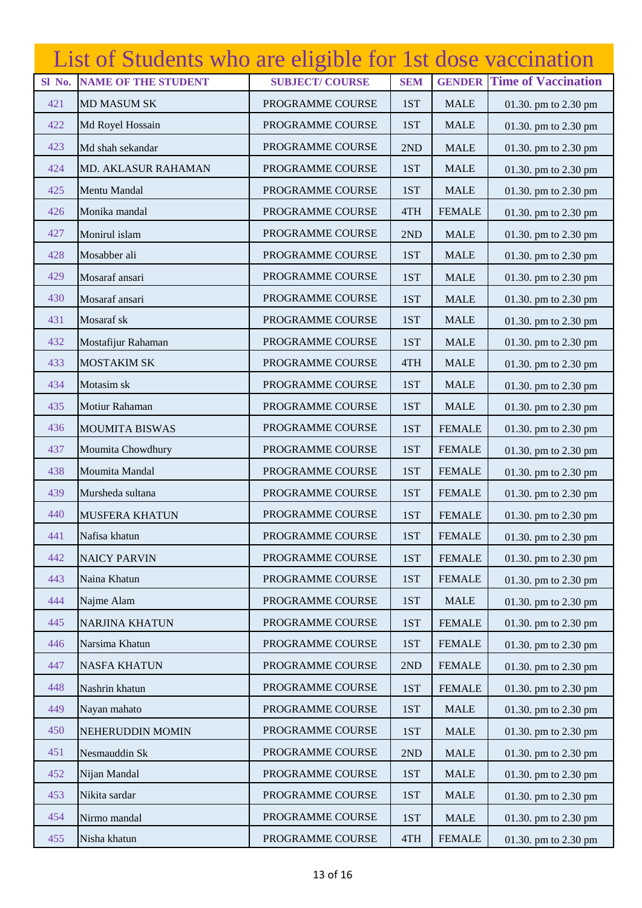# List of Students who are eligible for 1st dose vaccination

| Sl No. | NAME OF THE STUDENT | SUBJECT/ COURSE | SEM | GENDER | Time of Vaccination |
|---|---|---|---|---|---|
| 421 | MD MASUM SK | PROGRAMME COURSE | 1ST | MALE | 01.30. pm to 2.30 pm |
| 422 | Md Royel Hossain | PROGRAMME COURSE | 1ST | MALE | 01.30. pm to 2.30 pm |
| 423 | Md shah sekandar | PROGRAMME COURSE | 2ND | MALE | 01.30. pm to 2.30 pm |
| 424 | MD. AKLASUR RAHAMAN | PROGRAMME COURSE | 1ST | MALE | 01.30. pm to 2.30 pm |
| 425 | Mentu Mandal | PROGRAMME COURSE | 1ST | MALE | 01.30. pm to 2.30 pm |
| 426 | Monika mandal | PROGRAMME COURSE | 4TH | FEMALE | 01.30. pm to 2.30 pm |
| 427 | Monirul islam | PROGRAMME COURSE | 2ND | MALE | 01.30. pm to 2.30 pm |
| 428 | Mosabber ali | PROGRAMME COURSE | 1ST | MALE | 01.30. pm to 2.30 pm |
| 429 | Mosaraf ansari | PROGRAMME COURSE | 1ST | MALE | 01.30. pm to 2.30 pm |
| 430 | Mosaraf ansari | PROGRAMME COURSE | 1ST | MALE | 01.30. pm to 2.30 pm |
| 431 | Mosaraf sk | PROGRAMME COURSE | 1ST | MALE | 01.30. pm to 2.30 pm |
| 432 | Mostafijur Rahaman | PROGRAMME COURSE | 1ST | MALE | 01.30. pm to 2.30 pm |
| 433 | MOSTAKIM SK | PROGRAMME COURSE | 4TH | MALE | 01.30. pm to 2.30 pm |
| 434 | Motasim sk | PROGRAMME COURSE | 1ST | MALE | 01.30. pm to 2.30 pm |
| 435 | Motiur Rahaman | PROGRAMME COURSE | 1ST | MALE | 01.30. pm to 2.30 pm |
| 436 | MOUMITA BISWAS | PROGRAMME COURSE | 1ST | FEMALE | 01.30. pm to 2.30 pm |
| 437 | Moumita Chowdhury | PROGRAMME COURSE | 1ST | FEMALE | 01.30. pm to 2.30 pm |
| 438 | Moumita Mandal | PROGRAMME COURSE | 1ST | FEMALE | 01.30. pm to 2.30 pm |
| 439 | Mursheda sultana | PROGRAMME COURSE | 1ST | FEMALE | 01.30. pm to 2.30 pm |
| 440 | MUSFERA KHATUN | PROGRAMME COURSE | 1ST | FEMALE | 01.30. pm to 2.30 pm |
| 441 | Nafisa khatun | PROGRAMME COURSE | 1ST | FEMALE | 01.30. pm to 2.30 pm |
| 442 | NAICY PARVIN | PROGRAMME COURSE | 1ST | FEMALE | 01.30. pm to 2.30 pm |
| 443 | Naina Khatun | PROGRAMME COURSE | 1ST | FEMALE | 01.30. pm to 2.30 pm |
| 444 | Najme Alam | PROGRAMME COURSE | 1ST | MALE | 01.30. pm to 2.30 pm |
| 445 | NARJINA KHATUN | PROGRAMME COURSE | 1ST | FEMALE | 01.30. pm to 2.30 pm |
| 446 | Narsima Khatun | PROGRAMME COURSE | 1ST | FEMALE | 01.30. pm to 2.30 pm |
| 447 | NASFA KHATUN | PROGRAMME COURSE | 2ND | FEMALE | 01.30. pm to 2.30 pm |
| 448 | Nashrin khatun | PROGRAMME COURSE | 1ST | FEMALE | 01.30. pm to 2.30 pm |
| 449 | Nayan mahato | PROGRAMME COURSE | 1ST | MALE | 01.30. pm to 2.30 pm |
| 450 | NEHERUDDIN MOMIN | PROGRAMME COURSE | 1ST | MALE | 01.30. pm to 2.30 pm |
| 451 | Nesmauddin Sk | PROGRAMME COURSE | 2ND | MALE | 01.30. pm to 2.30 pm |
| 452 | Nijan Mandal | PROGRAMME COURSE | 1ST | MALE | 01.30. pm to 2.30 pm |
| 453 | Nikita sardar | PROGRAMME COURSE | 1ST | MALE | 01.30. pm to 2.30 pm |
| 454 | Nirmo mandal | PROGRAMME COURSE | 1ST | MALE | 01.30. pm to 2.30 pm |
| 455 | Nisha khatun | PROGRAMME COURSE | 4TH | FEMALE | 01.30. pm to 2.30 pm |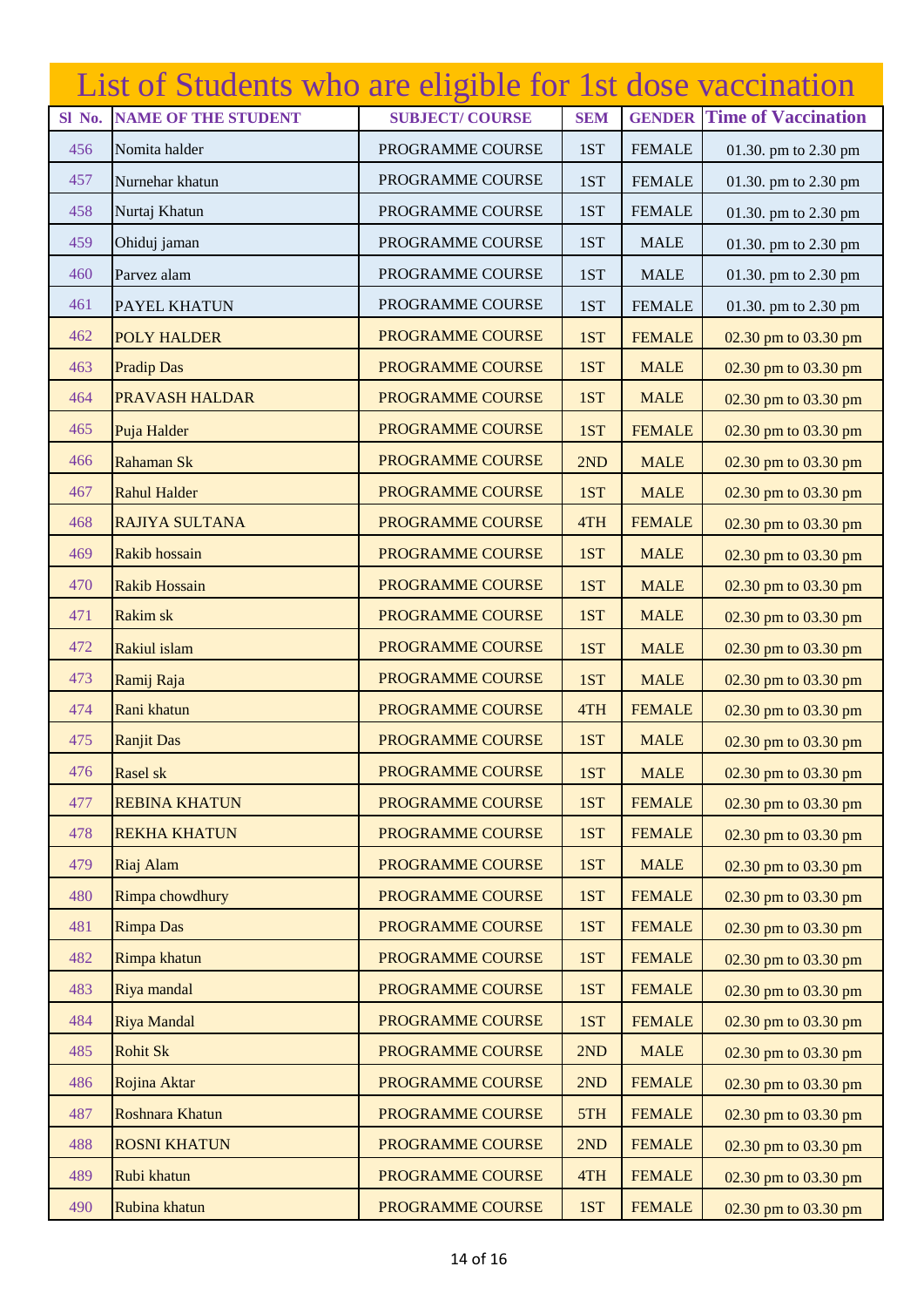# List of Students who are eligible for 1st dose vaccination

| Sl No. | NAME OF THE STUDENT | SUBJECT/ COURSE | SEM | GENDER | Time of Vaccination |
|---|---|---|---|---|---|
| 456 | Nomita halder | PROGRAMME COURSE | 1ST | FEMALE | 01.30. pm to 2.30 pm |
| 457 | Nurnehar khatun | PROGRAMME COURSE | 1ST | FEMALE | 01.30. pm to 2.30 pm |
| 458 | Nurtaj Khatun | PROGRAMME COURSE | 1ST | FEMALE | 01.30. pm to 2.30 pm |
| 459 | Ohiduj jaman | PROGRAMME COURSE | 1ST | MALE | 01.30. pm to 2.30 pm |
| 460 | Parvez alam | PROGRAMME COURSE | 1ST | MALE | 01.30. pm to 2.30 pm |
| 461 | PAYEL KHATUN | PROGRAMME COURSE | 1ST | FEMALE | 01.30. pm to 2.30 pm |
| 462 | POLY HALDER | PROGRAMME COURSE | 1ST | FEMALE | 02.30 pm to 03.30 pm |
| 463 | Pradip Das | PROGRAMME COURSE | 1ST | MALE | 02.30 pm to 03.30 pm |
| 464 | PRAVASH HALDAR | PROGRAMME COURSE | 1ST | MALE | 02.30 pm to 03.30 pm |
| 465 | Puja Halder | PROGRAMME COURSE | 1ST | FEMALE | 02.30 pm to 03.30 pm |
| 466 | Rahaman Sk | PROGRAMME COURSE | 2ND | MALE | 02.30 pm to 03.30 pm |
| 467 | Rahul Halder | PROGRAMME COURSE | 1ST | MALE | 02.30 pm to 03.30 pm |
| 468 | RAJIYA SULTANA | PROGRAMME COURSE | 4TH | FEMALE | 02.30 pm to 03.30 pm |
| 469 | Rakib hossain | PROGRAMME COURSE | 1ST | MALE | 02.30 pm to 03.30 pm |
| 470 | Rakib Hossain | PROGRAMME COURSE | 1ST | MALE | 02.30 pm to 03.30 pm |
| 471 | Rakim sk | PROGRAMME COURSE | 1ST | MALE | 02.30 pm to 03.30 pm |
| 472 | Rakiul islam | PROGRAMME COURSE | 1ST | MALE | 02.30 pm to 03.30 pm |
| 473 | Ramij Raja | PROGRAMME COURSE | 1ST | MALE | 02.30 pm to 03.30 pm |
| 474 | Rani khatun | PROGRAMME COURSE | 4TH | FEMALE | 02.30 pm to 03.30 pm |
| 475 | Ranjit Das | PROGRAMME COURSE | 1ST | MALE | 02.30 pm to 03.30 pm |
| 476 | Rasel sk | PROGRAMME COURSE | 1ST | MALE | 02.30 pm to 03.30 pm |
| 477 | REBINA KHATUN | PROGRAMME COURSE | 1ST | FEMALE | 02.30 pm to 03.30 pm |
| 478 | REKHA KHATUN | PROGRAMME COURSE | 1ST | FEMALE | 02.30 pm to 03.30 pm |
| 479 | Riaj Alam | PROGRAMME COURSE | 1ST | MALE | 02.30 pm to 03.30 pm |
| 480 | Rimpa chowdhury | PROGRAMME COURSE | 1ST | FEMALE | 02.30 pm to 03.30 pm |
| 481 | Rimpa Das | PROGRAMME COURSE | 1ST | FEMALE | 02.30 pm to 03.30 pm |
| 482 | Rimpa khatun | PROGRAMME COURSE | 1ST | FEMALE | 02.30 pm to 03.30 pm |
| 483 | Riya mandal | PROGRAMME COURSE | 1ST | FEMALE | 02.30 pm to 03.30 pm |
| 484 | Riya Mandal | PROGRAMME COURSE | 1ST | FEMALE | 02.30 pm to 03.30 pm |
| 485 | Rohit Sk | PROGRAMME COURSE | 2ND | MALE | 02.30 pm to 03.30 pm |
| 486 | Rojina Aktar | PROGRAMME COURSE | 2ND | FEMALE | 02.30 pm to 03.30 pm |
| 487 | Roshnara Khatun | PROGRAMME COURSE | 5TH | FEMALE | 02.30 pm to 03.30 pm |
| 488 | ROSNI KHATUN | PROGRAMME COURSE | 2ND | FEMALE | 02.30 pm to 03.30 pm |
| 489 | Rubi khatun | PROGRAMME COURSE | 4TH | FEMALE | 02.30 pm to 03.30 pm |
| 490 | Rubina khatun | PROGRAMME COURSE | 1ST | FEMALE | 02.30 pm to 03.30 pm |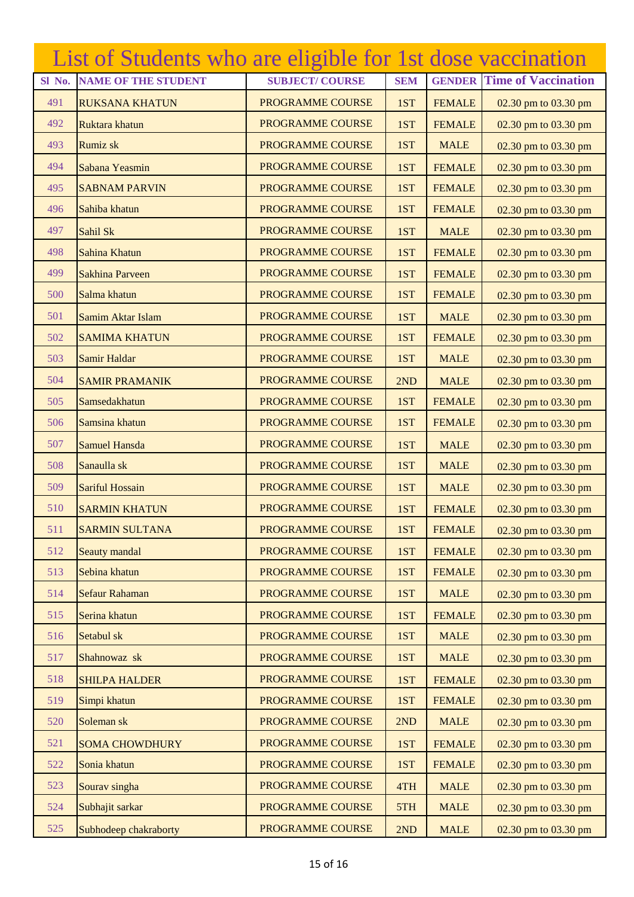# List of Students who are eligible for 1st dose vaccination

| Sl No. | NAME OF THE STUDENT | SUBJECT/ COURSE | SEM | GENDER | Time of Vaccination |
|---|---|---|---|---|---|
| 491 | RUKSANA KHATUN | PROGRAMME COURSE | 1ST | FEMALE | 02.30 pm to 03.30 pm |
| 492 | Ruktara khatun | PROGRAMME COURSE | 1ST | FEMALE | 02.30 pm to 03.30 pm |
| 493 | Rumiz sk | PROGRAMME COURSE | 1ST | MALE | 02.30 pm to 03.30 pm |
| 494 | Sabana Yeasmin | PROGRAMME COURSE | 1ST | FEMALE | 02.30 pm to 03.30 pm |
| 495 | SABNAM PARVIN | PROGRAMME COURSE | 1ST | FEMALE | 02.30 pm to 03.30 pm |
| 496 | Sahiba khatun | PROGRAMME COURSE | 1ST | FEMALE | 02.30 pm to 03.30 pm |
| 497 | Sahil Sk | PROGRAMME COURSE | 1ST | MALE | 02.30 pm to 03.30 pm |
| 498 | Sahina Khatun | PROGRAMME COURSE | 1ST | FEMALE | 02.30 pm to 03.30 pm |
| 499 | Sakhina Parveen | PROGRAMME COURSE | 1ST | FEMALE | 02.30 pm to 03.30 pm |
| 500 | Salma khatun | PROGRAMME COURSE | 1ST | FEMALE | 02.30 pm to 03.30 pm |
| 501 | Samim Aktar Islam | PROGRAMME COURSE | 1ST | MALE | 02.30 pm to 03.30 pm |
| 502 | SAMIMA KHATUN | PROGRAMME COURSE | 1ST | FEMALE | 02.30 pm to 03.30 pm |
| 503 | Samir Haldar | PROGRAMME COURSE | 1ST | MALE | 02.30 pm to 03.30 pm |
| 504 | SAMIR PRAMANIK | PROGRAMME COURSE | 2ND | MALE | 02.30 pm to 03.30 pm |
| 505 | Samsedakhatun | PROGRAMME COURSE | 1ST | FEMALE | 02.30 pm to 03.30 pm |
| 506 | Samsina khatun | PROGRAMME COURSE | 1ST | FEMALE | 02.30 pm to 03.30 pm |
| 507 | Samuel Hansda | PROGRAMME COURSE | 1ST | MALE | 02.30 pm to 03.30 pm |
| 508 | Sanaulla sk | PROGRAMME COURSE | 1ST | MALE | 02.30 pm to 03.30 pm |
| 509 | Sariful Hossain | PROGRAMME COURSE | 1ST | MALE | 02.30 pm to 03.30 pm |
| 510 | SARMIN KHATUN | PROGRAMME COURSE | 1ST | FEMALE | 02.30 pm to 03.30 pm |
| 511 | SARMIN SULTANA | PROGRAMME COURSE | 1ST | FEMALE | 02.30 pm to 03.30 pm |
| 512 | Seauty mandal | PROGRAMME COURSE | 1ST | FEMALE | 02.30 pm to 03.30 pm |
| 513 | Sebina khatun | PROGRAMME COURSE | 1ST | FEMALE | 02.30 pm to 03.30 pm |
| 514 | Sefaur Rahaman | PROGRAMME COURSE | 1ST | MALE | 02.30 pm to 03.30 pm |
| 515 | Serina khatun | PROGRAMME COURSE | 1ST | FEMALE | 02.30 pm to 03.30 pm |
| 516 | Setabul sk | PROGRAMME COURSE | 1ST | MALE | 02.30 pm to 03.30 pm |
| 517 | Shahnowaz sk | PROGRAMME COURSE | 1ST | MALE | 02.30 pm to 03.30 pm |
| 518 | SHILPA HALDER | PROGRAMME COURSE | 1ST | FEMALE | 02.30 pm to 03.30 pm |
| 519 | Simpi khatun | PROGRAMME COURSE | 1ST | FEMALE | 02.30 pm to 03.30 pm |
| 520 | Soleman sk | PROGRAMME COURSE | 2ND | MALE | 02.30 pm to 03.30 pm |
| 521 | SOMA CHOWDHURY | PROGRAMME COURSE | 1ST | FEMALE | 02.30 pm to 03.30 pm |
| 522 | Sonia khatun | PROGRAMME COURSE | 1ST | FEMALE | 02.30 pm to 03.30 pm |
| 523 | Sourav singha | PROGRAMME COURSE | 4TH | MALE | 02.30 pm to 03.30 pm |
| 524 | Subhajit sarkar | PROGRAMME COURSE | 5TH | MALE | 02.30 pm to 03.30 pm |
| 525 | Subhodeep chakraborty | PROGRAMME COURSE | 2ND | MALE | 02.30 pm to 03.30 pm |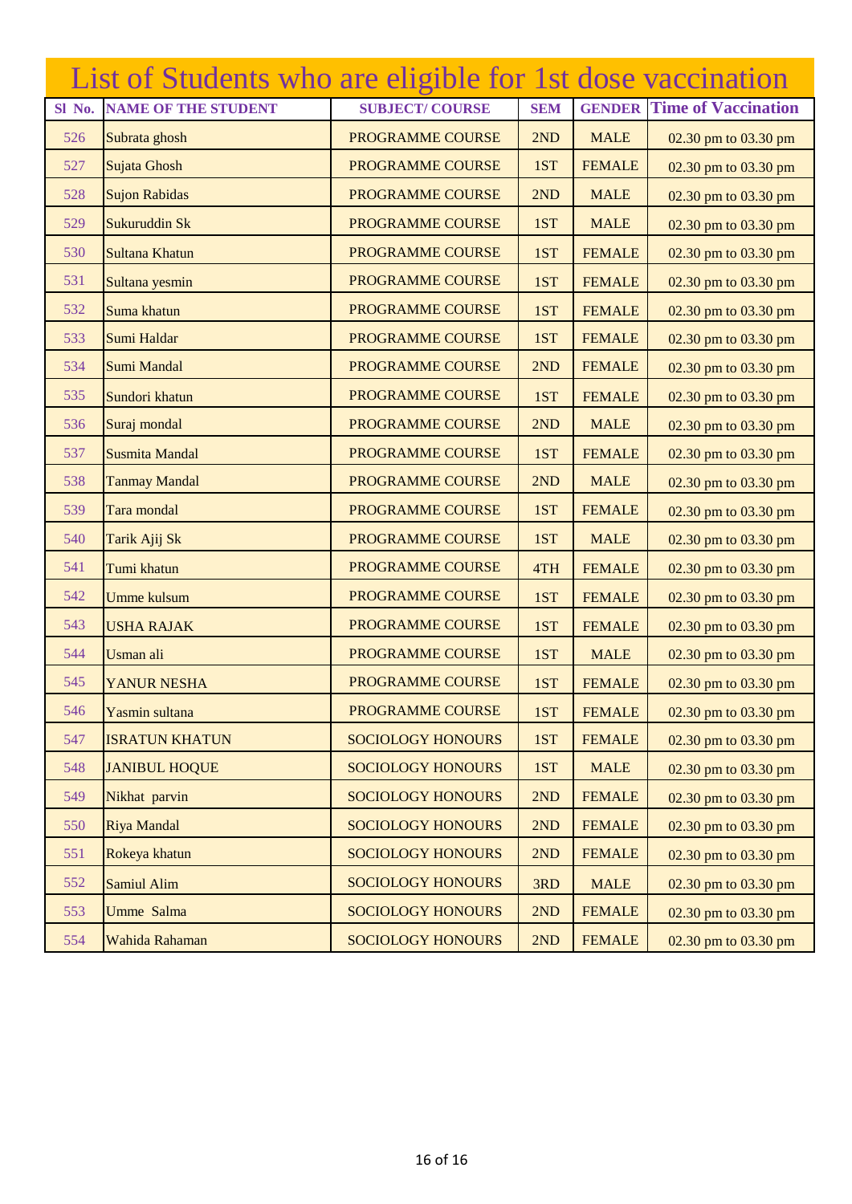# List of Students who are eligible for 1st dose vaccination

| Sl No. | NAME OF THE STUDENT | SUBJECT/ COURSE | SEM | GENDER | Time of Vaccination |
|---|---|---|---|---|---|
| 526 | Subrata ghosh | PROGRAMME COURSE | 2ND | MALE | 02.30 pm to 03.30 pm |
| 527 | Sujata Ghosh | PROGRAMME COURSE | 1ST | FEMALE | 02.30 pm to 03.30 pm |
| 528 | Sujon Rabidas | PROGRAMME COURSE | 2ND | MALE | 02.30 pm to 03.30 pm |
| 529 | Sukuruddin Sk | PROGRAMME COURSE | 1ST | MALE | 02.30 pm to 03.30 pm |
| 530 | Sultana Khatun | PROGRAMME COURSE | 1ST | FEMALE | 02.30 pm to 03.30 pm |
| 531 | Sultana yesmin | PROGRAMME COURSE | 1ST | FEMALE | 02.30 pm to 03.30 pm |
| 532 | Suma khatun | PROGRAMME COURSE | 1ST | FEMALE | 02.30 pm to 03.30 pm |
| 533 | Sumi Haldar | PROGRAMME COURSE | 1ST | FEMALE | 02.30 pm to 03.30 pm |
| 534 | Sumi Mandal | PROGRAMME COURSE | 2ND | FEMALE | 02.30 pm to 03.30 pm |
| 535 | Sundori khatun | PROGRAMME COURSE | 1ST | FEMALE | 02.30 pm to 03.30 pm |
| 536 | Suraj mondal | PROGRAMME COURSE | 2ND | MALE | 02.30 pm to 03.30 pm |
| 537 | Susmita Mandal | PROGRAMME COURSE | 1ST | FEMALE | 02.30 pm to 03.30 pm |
| 538 | Tanmay Mandal | PROGRAMME COURSE | 2ND | MALE | 02.30 pm to 03.30 pm |
| 539 | Tara mondal | PROGRAMME COURSE | 1ST | FEMALE | 02.30 pm to 03.30 pm |
| 540 | Tarik Ajij Sk | PROGRAMME COURSE | 1ST | MALE | 02.30 pm to 03.30 pm |
| 541 | Tumi khatun | PROGRAMME COURSE | 4TH | FEMALE | 02.30 pm to 03.30 pm |
| 542 | Umme kulsum | PROGRAMME COURSE | 1ST | FEMALE | 02.30 pm to 03.30 pm |
| 543 | USHA RAJAK | PROGRAMME COURSE | 1ST | FEMALE | 02.30 pm to 03.30 pm |
| 544 | Usman ali | PROGRAMME COURSE | 1ST | MALE | 02.30 pm to 03.30 pm |
| 545 | YANUR NESHA | PROGRAMME COURSE | 1ST | FEMALE | 02.30 pm to 03.30 pm |
| 546 | Yasmin sultana | PROGRAMME COURSE | 1ST | FEMALE | 02.30 pm to 03.30 pm |
| 547 | ISRATUN KHATUN | SOCIOLOGY HONOURS | 1ST | FEMALE | 02.30 pm to 03.30 pm |
| 548 | JANIBUL HOQUE | SOCIOLOGY HONOURS | 1ST | MALE | 02.30 pm to 03.30 pm |
| 549 | Nikhat parvin | SOCIOLOGY HONOURS | 2ND | FEMALE | 02.30 pm to 03.30 pm |
| 550 | Riya Mandal | SOCIOLOGY HONOURS | 2ND | FEMALE | 02.30 pm to 03.30 pm |
| 551 | Rokeya khatun | SOCIOLOGY HONOURS | 2ND | FEMALE | 02.30 pm to 03.30 pm |
| 552 | Samiul Alim | SOCIOLOGY HONOURS | 3RD | MALE | 02.30 pm to 03.30 pm |
| 553 | Umme Salma | SOCIOLOGY HONOURS | 2ND | FEMALE | 02.30 pm to 03.30 pm |
| 554 | Wahida Rahaman | SOCIOLOGY HONOURS | 2ND | FEMALE | 02.30 pm to 03.30 pm |